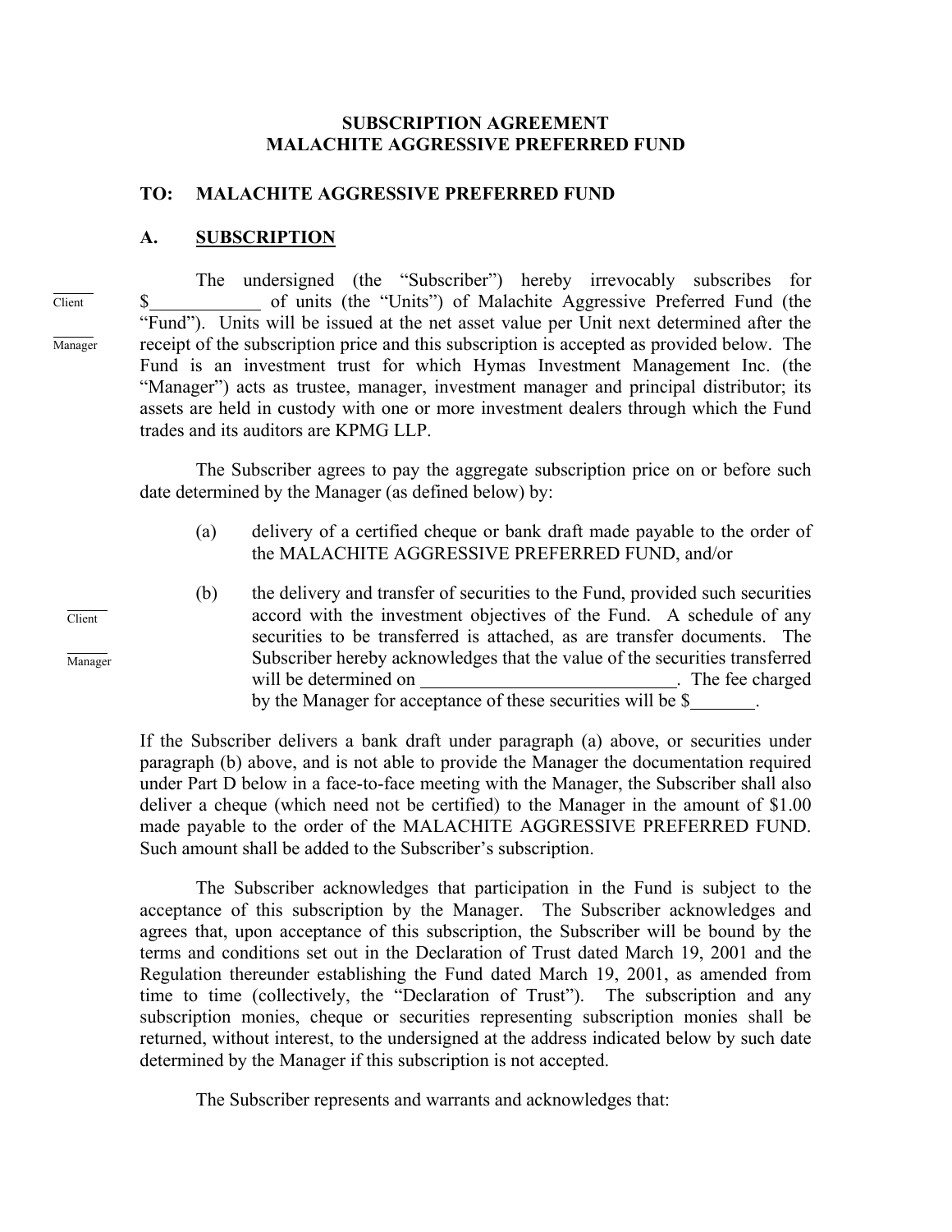**SUBSCRIPTION AGREEMENT**
**MALACHITE AGGRESSIVE PREFERRED FUND**

**TO: MALACHITE AGGRESSIVE PREFERRED FUND**

## A. SUBSCRIPTION

_____ Client

_____ Manager

The undersigned (the "Subscriber") hereby irrevocably subscribes for $____________ of units (the "Units") of Malachite Aggressive Preferred Fund (the "Fund"). Units will be issued at the net asset value per Unit next determined after the receipt of the subscription price and this subscription is accepted as provided below. The Fund is an investment trust for which Hymas Investment Management Inc. (the "Manager") acts as trustee, manager, investment manager and principal distributor; its assets are held in custody with one or more investment dealers through which the Fund trades and its auditors are KPMG LLP.

The Subscriber agrees to pay the aggregate subscription price on or before such date determined by the Manager (as defined below) by:

(a) delivery of a certified cheque or bank draft made payable to the order of the MALACHITE AGGRESSIVE PREFERRED FUND, and/or

_____ Client

_____ Manager

(b) the delivery and transfer of securities to the Fund, provided such securities accord with the investment objectives of the Fund. A schedule of any securities to be transferred is attached, as are transfer documents. The Subscriber hereby acknowledges that the value of the securities transferred will be determined on ____________________________. The fee charged by the Manager for acceptance of these securities will be $_______.

If the Subscriber delivers a bank draft under paragraph (a) above, or securities under paragraph (b) above, and is not able to provide the Manager the documentation required under Part D below in a face-to-face meeting with the Manager, the Subscriber shall also deliver a cheque (which need not be certified) to the Manager in the amount of $1.00 made payable to the order of the MALACHITE AGGRESSIVE PREFERRED FUND. Such amount shall be added to the Subscriber's subscription.

The Subscriber acknowledges that participation in the Fund is subject to the acceptance of this subscription by the Manager. The Subscriber acknowledges and agrees that, upon acceptance of this subscription, the Subscriber will be bound by the terms and conditions set out in the Declaration of Trust dated March 19, 2001 and the Regulation thereunder establishing the Fund dated March 19, 2001, as amended from time to time (collectively, the "Declaration of Trust"). The subscription and any subscription monies, cheque or securities representing subscription monies shall be returned, without interest, to the undersigned at the address indicated below by such date determined by the Manager if this subscription is not accepted.

The Subscriber represents and warrants and acknowledges that: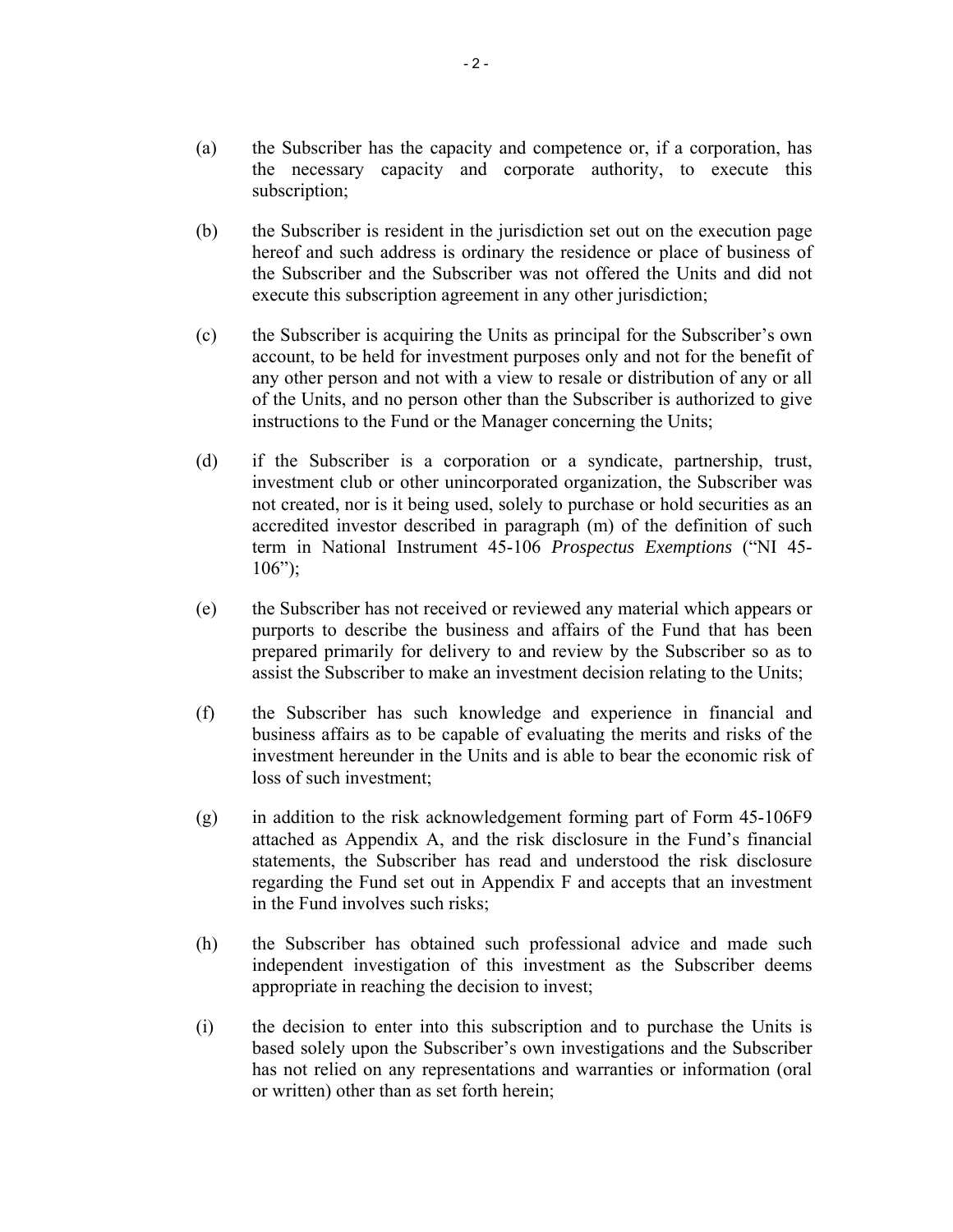(a) the Subscriber has the capacity and competence or, if a corporation, has the necessary capacity and corporate authority, to execute this subscription;

(b) the Subscriber is resident in the jurisdiction set out on the execution page hereof and such address is ordinary the residence or place of business of the Subscriber and the Subscriber was not offered the Units and did not execute this subscription agreement in any other jurisdiction;

(c) the Subscriber is acquiring the Units as principal for the Subscriber's own account, to be held for investment purposes only and not for the benefit of any other person and not with a view to resale or distribution of any or all of the Units, and no person other than the Subscriber is authorized to give instructions to the Fund or the Manager concerning the Units;

(d) if the Subscriber is a corporation or a syndicate, partnership, trust, investment club or other unincorporated organization, the Subscriber was not created, nor is it being used, solely to purchase or hold securities as an accredited investor described in paragraph (m) of the definition of such term in National Instrument 45-106 *Prospectus Exemptions* ("NI 45-106");

(e) the Subscriber has not received or reviewed any material which appears or purports to describe the business and affairs of the Fund that has been prepared primarily for delivery to and review by the Subscriber so as to assist the Subscriber to make an investment decision relating to the Units;

(f) the Subscriber has such knowledge and experience in financial and business affairs as to be capable of evaluating the merits and risks of the investment hereunder in the Units and is able to bear the economic risk of loss of such investment;

(g) in addition to the risk acknowledgement forming part of Form 45-106F9 attached as Appendix A, and the risk disclosure in the Fund's financial statements, the Subscriber has read and understood the risk disclosure regarding the Fund set out in Appendix F and accepts that an investment in the Fund involves such risks;

(h) the Subscriber has obtained such professional advice and made such independent investigation of this investment as the Subscriber deems appropriate in reaching the decision to invest;

(i) the decision to enter into this subscription and to purchase the Units is based solely upon the Subscriber's own investigations and the Subscriber has not relied on any representations and warranties or information (oral or written) other than as set forth herein;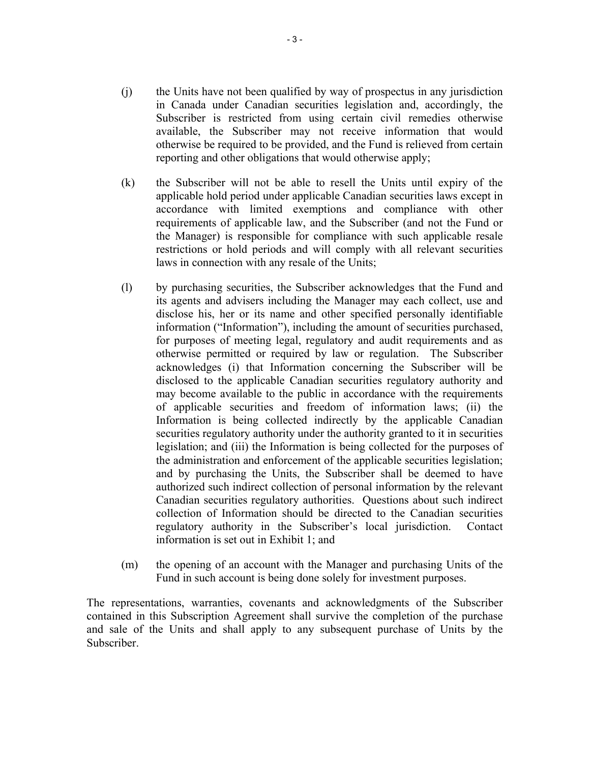(j) the Units have not been qualified by way of prospectus in any jurisdiction in Canada under Canadian securities legislation and, accordingly, the Subscriber is restricted from using certain civil remedies otherwise available, the Subscriber may not receive information that would otherwise be required to be provided, and the Fund is relieved from certain reporting and other obligations that would otherwise apply;

(k) the Subscriber will not be able to resell the Units until expiry of the applicable hold period under applicable Canadian securities laws except in accordance with limited exemptions and compliance with other requirements of applicable law, and the Subscriber (and not the Fund or the Manager) is responsible for compliance with such applicable resale restrictions or hold periods and will comply with all relevant securities laws in connection with any resale of the Units;

(l) by purchasing securities, the Subscriber acknowledges that the Fund and its agents and advisers including the Manager may each collect, use and disclose his, her or its name and other specified personally identifiable information ("Information"), including the amount of securities purchased, for purposes of meeting legal, regulatory and audit requirements and as otherwise permitted or required by law or regulation. The Subscriber acknowledges (i) that Information concerning the Subscriber will be disclosed to the applicable Canadian securities regulatory authority and may become available to the public in accordance with the requirements of applicable securities and freedom of information laws; (ii) the Information is being collected indirectly by the applicable Canadian securities regulatory authority under the authority granted to it in securities legislation; and (iii) the Information is being collected for the purposes of the administration and enforcement of the applicable securities legislation; and by purchasing the Units, the Subscriber shall be deemed to have authorized such indirect collection of personal information by the relevant Canadian securities regulatory authorities. Questions about such indirect collection of Information should be directed to the Canadian securities regulatory authority in the Subscriber's local jurisdiction. Contact information is set out in Exhibit 1; and

(m) the opening of an account with the Manager and purchasing Units of the Fund in such account is being done solely for investment purposes.

The representations, warranties, covenants and acknowledgments of the Subscriber contained in this Subscription Agreement shall survive the completion of the purchase and sale of the Units and shall apply to any subsequent purchase of Units by the Subscriber.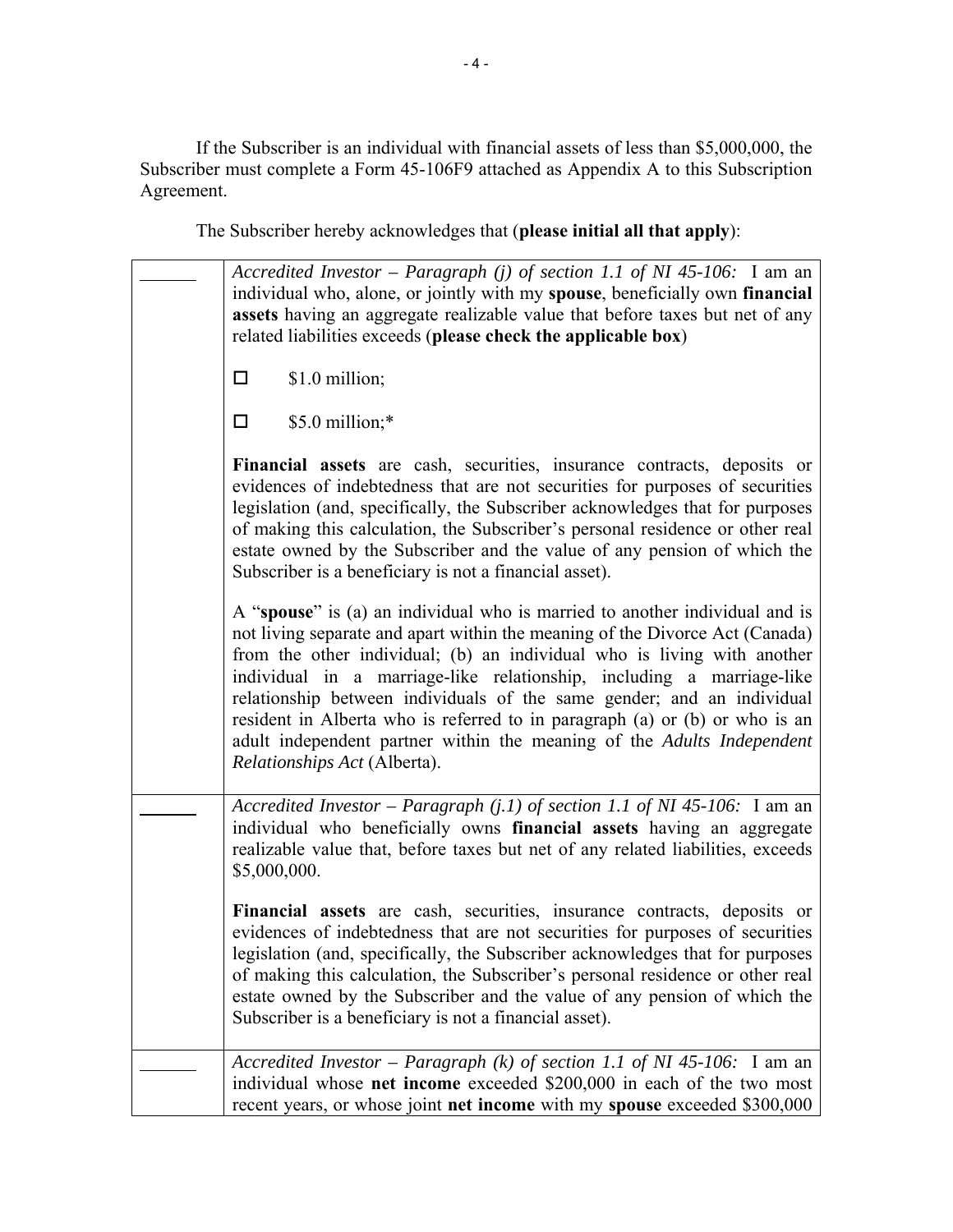If the Subscriber is an individual with financial assets of less than $5,000,000, the Subscriber must complete a Form 45-106F9 attached as Appendix A to this Subscription Agreement.

The Subscriber hereby acknowledges that (**please initial all that apply**):

| | |
|---|---|
| ______ | *Accredited Investor – Paragraph (j) of section 1.1 of NI 45-106:* I am an individual who, alone, or jointly with my **spouse**, beneficially own **financial assets** having an aggregate realizable value that before taxes but net of any related liabilities exceeds (**please check the applicable box**)<br><br>☐ $1.0 million;<br><br>☐ $5.0 million;*<br><br>**Financial assets** are cash, securities, insurance contracts, deposits or evidences of indebtedness that are not securities for purposes of securities legislation (and, specifically, the Subscriber acknowledges that for purposes of making this calculation, the Subscriber's personal residence or other real estate owned by the Subscriber and the value of any pension of which the Subscriber is a beneficiary is not a financial asset).<br><br>A "**spouse**" is (a) an individual who is married to another individual and is not living separate and apart within the meaning of the Divorce Act (Canada) from the other individual; (b) an individual who is living with another individual in a marriage-like relationship, including a marriage-like relationship between individuals of the same gender; and an individual resident in Alberta who is referred to in paragraph (a) or (b) or who is an adult independent partner within the meaning of the *Adults Independent Relationships Act* (Alberta). |
| ______ | *Accredited Investor – Paragraph (j.1) of section 1.1 of NI 45-106:* I am an individual who beneficially owns **financial assets** having an aggregate realizable value that, before taxes but net of any related liabilities, exceeds $5,000,000.<br><br>**Financial assets** are cash, securities, insurance contracts, deposits or evidences of indebtedness that are not securities for purposes of securities legislation (and, specifically, the Subscriber acknowledges that for purposes of making this calculation, the Subscriber's personal residence or other real estate owned by the Subscriber and the value of any pension of which the Subscriber is a beneficiary is not a financial asset). |
| ______ | *Accredited Investor – Paragraph (k) of section 1.1 of NI 45-106:* I am an individual whose **net income** exceeded $200,000 in each of the two most recent years, or whose joint **net income** with my **spouse** exceeded $300,000 |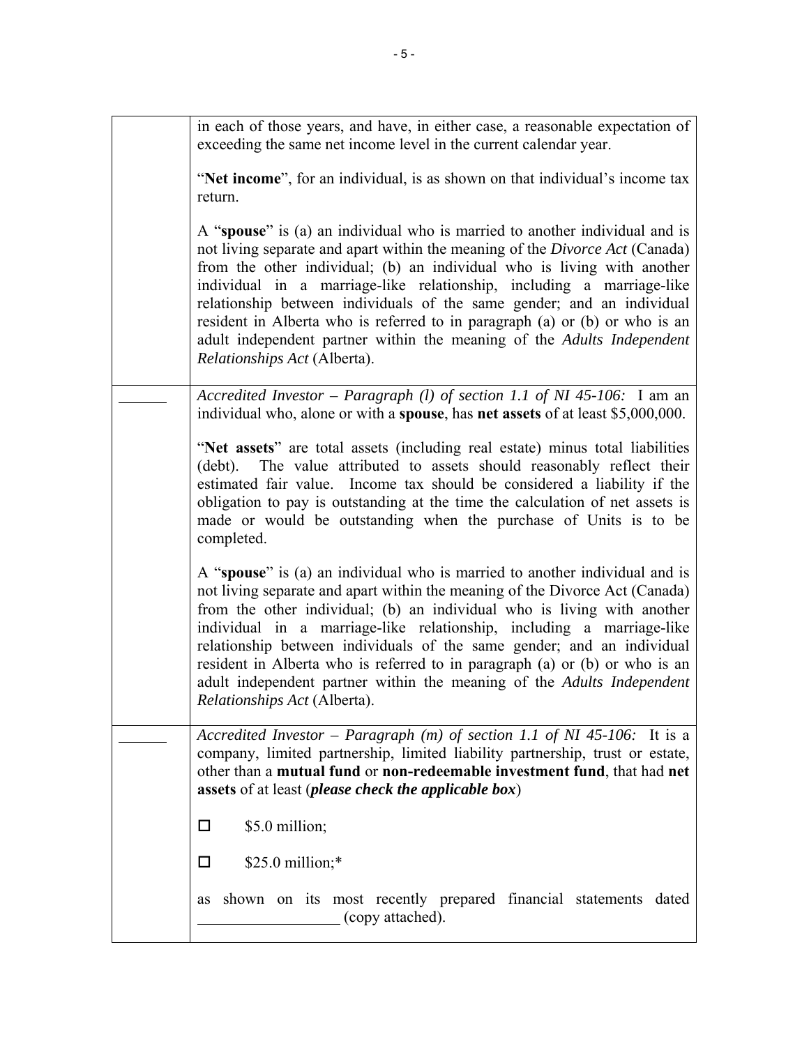| | |
|---|---|
| | in each of those years, and have, in either case, a reasonable expectation of exceeding the same net income level in the current calendar year.<br><br>"**Net income**", for an individual, is as shown on that individual's income tax return.<br><br>A "**spouse**" is (a) an individual who is married to another individual and is not living separate and apart within the meaning of the *Divorce Act* (Canada) from the other individual; (b) an individual who is living with another individual in a marriage-like relationship, including a marriage-like relationship between individuals of the same gender; and an individual resident in Alberta who is referred to in paragraph (a) or (b) or who is an adult independent partner within the meaning of the *Adults Independent Relationships Act* (Alberta). |
| ______ | *Accredited Investor – Paragraph (l) of section 1.1 of NI 45-106:* I am an individual who, alone or with a **spouse**, has **net assets** of at least $5,000,000.<br><br>"**Net assets**" are total assets (including real estate) minus total liabilities (debt). The value attributed to assets should reasonably reflect their estimated fair value. Income tax should be considered a liability if the obligation to pay is outstanding at the time the calculation of net assets is made or would be outstanding when the purchase of Units is to be completed.<br><br>A "**spouse**" is (a) an individual who is married to another individual and is not living separate and apart within the meaning of the Divorce Act (Canada) from the other individual; (b) an individual who is living with another individual in a marriage-like relationship, including a marriage-like relationship between individuals of the same gender; and an individual resident in Alberta who is referred to in paragraph (a) or (b) or who is an adult independent partner within the meaning of the *Adults Independent Relationships Act* (Alberta). |
| ______ | *Accredited Investor – Paragraph (m) of section 1.1 of NI 45-106:* It is a company, limited partnership, limited liability partnership, trust or estate, other than a **mutual fund** or **non-redeemable investment fund**, that had **net assets** of at least (***please check the applicable box***)<br><br>☐ $5.0 million;<br><br>☐ $25.0 million;*<br><br>as shown on its most recently prepared financial statements dated __________________ (copy attached). |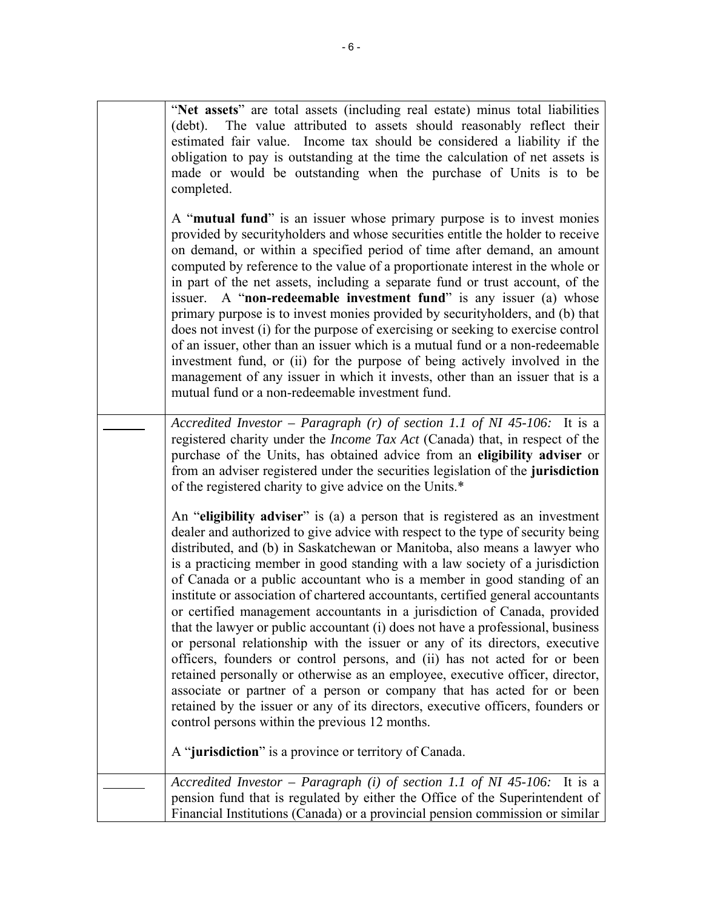| | |
|---|---|
| | "**Net assets**" are total assets (including real estate) minus total liabilities (debt). The value attributed to assets should reasonably reflect their estimated fair value. Income tax should be considered a liability if the obligation to pay is outstanding at the time the calculation of net assets is made or would be outstanding when the purchase of Units is to be completed.<br><br>A "**mutual fund**" is an issuer whose primary purpose is to invest monies provided by securityholders and whose securities entitle the holder to receive on demand, or within a specified period of time after demand, an amount computed by reference to the value of a proportionate interest in the whole or in part of the net assets, including a separate fund or trust account, of the issuer. A "**non-redeemable investment fund**" is any issuer (a) whose primary purpose is to invest monies provided by securityholders, and (b) that does not invest (i) for the purpose of exercising or seeking to exercise control of an issuer, other than an issuer which is a mutual fund or a non-redeemable investment fund, or (ii) for the purpose of being actively involved in the management of any issuer in which it invests, other than an issuer that is a mutual fund or a non-redeemable investment fund. |
| ______ | *Accredited Investor – Paragraph (r) of section 1.1 of NI 45-106:* It is a registered charity under the *Income Tax Act* (Canada) that, in respect of the purchase of the Units, has obtained advice from an **eligibility adviser** or from an adviser registered under the securities legislation of the **jurisdiction** of the registered charity to give advice on the Units.*<br><br>An "**eligibility adviser**" is (a) a person that is registered as an investment dealer and authorized to give advice with respect to the type of security being distributed, and (b) in Saskatchewan or Manitoba, also means a lawyer who is a practicing member in good standing with a law society of a jurisdiction of Canada or a public accountant who is a member in good standing of an institute or association of chartered accountants, certified general accountants or certified management accountants in a jurisdiction of Canada, provided that the lawyer or public accountant (i) does not have a professional, business or personal relationship with the issuer or any of its directors, executive officers, founders or control persons, and (ii) has not acted for or been retained personally or otherwise as an employee, executive officer, director, associate or partner of a person or company that has acted for or been retained by the issuer or any of its directors, executive officers, founders or control persons within the previous 12 months.<br><br>A "**jurisdiction**" is a province or territory of Canada. |
| ______ | *Accredited Investor – Paragraph (i) of section 1.1 of NI 45-106:* It is a pension fund that is regulated by either the Office of the Superintendent of Financial Institutions (Canada) or a provincial pension commission or similar |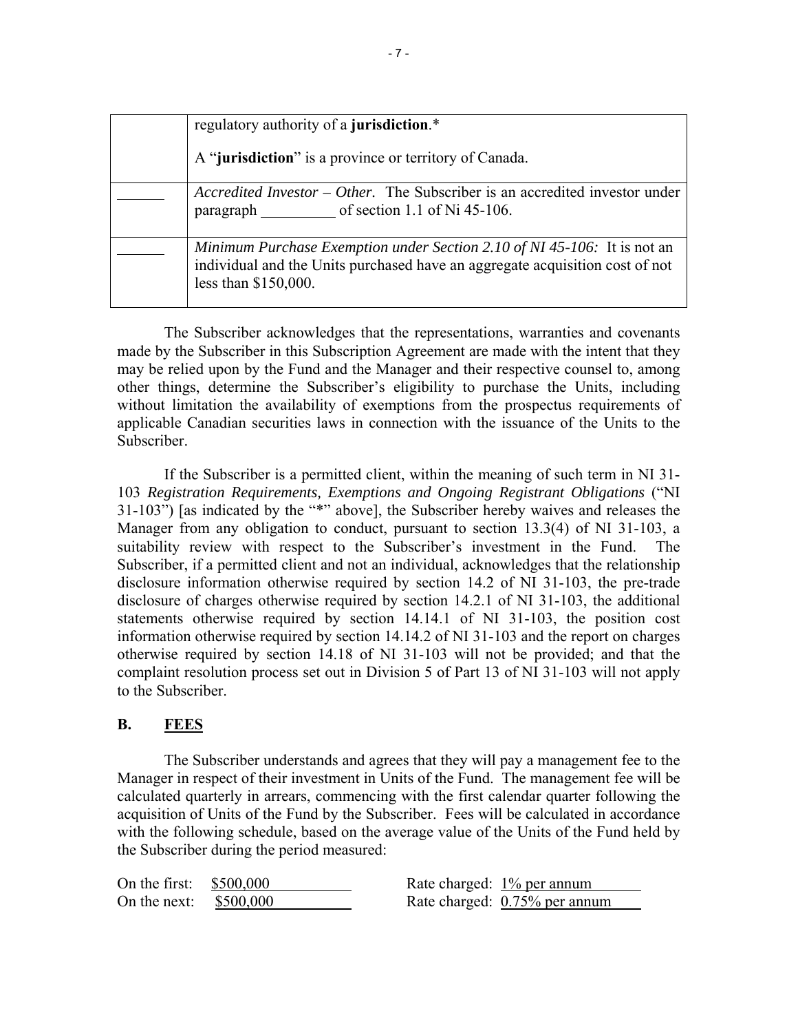| | |
|---|---|
| | regulatory authority of a **jurisdiction**.*<br><br>A "**jurisdiction**" is a province or territory of Canada. |
| ______ | *Accredited Investor – Other.* The Subscriber is an accredited investor under paragraph __________ of section 1.1 of Ni 45-106. |
| ______ | *Minimum Purchase Exemption under Section 2.10 of NI 45-106:* It is not an individual and the Units purchased have an aggregate acquisition cost of not less than $150,000. |

The Subscriber acknowledges that the representations, warranties and covenants made by the Subscriber in this Subscription Agreement are made with the intent that they may be relied upon by the Fund and the Manager and their respective counsel to, among other things, determine the Subscriber's eligibility to purchase the Units, including without limitation the availability of exemptions from the prospectus requirements of applicable Canadian securities laws in connection with the issuance of the Units to the Subscriber.

If the Subscriber is a permitted client, within the meaning of such term in NI 31-103 *Registration Requirements, Exemptions and Ongoing Registrant Obligations* ("NI 31-103") [as indicated by the "*" above], the Subscriber hereby waives and releases the Manager from any obligation to conduct, pursuant to section 13.3(4) of NI 31-103, a suitability review with respect to the Subscriber's investment in the Fund. The Subscriber, if a permitted client and not an individual, acknowledges that the relationship disclosure information otherwise required by section 14.2 of NI 31-103, the pre-trade disclosure of charges otherwise required by section 14.2.1 of NI 31-103, the additional statements otherwise required by section 14.14.1 of NI 31-103, the position cost information otherwise required by section 14.14.2 of NI 31-103 and the report on charges otherwise required by section 14.18 of NI 31-103 will not be provided; and that the complaint resolution process set out in Division 5 of Part 13 of NI 31-103 will not apply to the Subscriber.

## B. FEES

The Subscriber understands and agrees that they will pay a management fee to the Manager in respect of their investment in Units of the Fund. The management fee will be calculated quarterly in arrears, commencing with the first calendar quarter following the acquisition of Units of the Fund by the Subscriber. Fees will be calculated in accordance with the following schedule, based on the average value of the Units of the Fund held by the Subscriber during the period measured:

| | | | |
|---|---|---|---|
| On the first: | $500,000 | Rate charged: | 1% per annum |
| On the next: | $500,000 | Rate charged: | 0.75% per annum |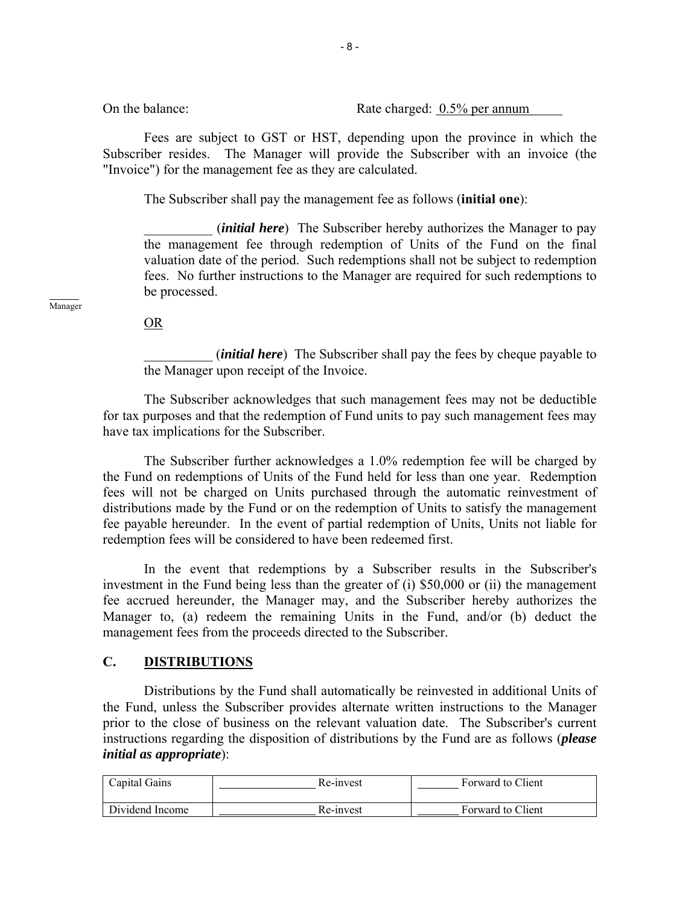On the balance: Rate charged: 0.5% per annum

Fees are subject to GST or HST, depending upon the province in which the Subscriber resides. The Manager will provide the Subscriber with an invoice (the "Invoice") for the management fee as they are calculated.

The Subscriber shall pay the management fee as follows (**initial one**):

__________ (***initial here***) The Subscriber hereby authorizes the Manager to pay the management fee through redemption of Units of the Fund on the final valuation date of the period. Such redemptions shall not be subject to redemption fees. No further instructions to the Manager are required for such redemptions to be processed.

_____ Manager

OR

__________ (***initial here***) The Subscriber shall pay the fees by cheque payable to the Manager upon receipt of the Invoice.

The Subscriber acknowledges that such management fees may not be deductible for tax purposes and that the redemption of Fund units to pay such management fees may have tax implications for the Subscriber.

The Subscriber further acknowledges a 1.0% redemption fee will be charged by the Fund on redemptions of Units of the Fund held for less than one year. Redemption fees will not be charged on Units purchased through the automatic reinvestment of distributions made by the Fund or on the redemption of Units to satisfy the management fee payable hereunder. In the event of partial redemption of Units, Units not liable for redemption fees will be considered to have been redeemed first.

In the event that redemptions by a Subscriber results in the Subscriber's investment in the Fund being less than the greater of (i) $50,000 or (ii) the management fee accrued hereunder, the Manager may, and the Subscriber hereby authorizes the Manager to, (a) redeem the remaining Units in the Fund, and/or (b) deduct the management fees from the proceeds directed to the Subscriber.

## C. DISTRIBUTIONS

Distributions by the Fund shall automatically be reinvested in additional Units of the Fund, unless the Subscriber provides alternate written instructions to the Manager prior to the close of business on the relevant valuation date. The Subscriber's current instructions regarding the disposition of distributions by the Fund are as follows (***please initial as appropriate***):

| | | |
|---|---|---|
| Capital Gains | ________________ Re-invest | _______ Forward to Client |
| Dividend Income | ________________ Re-invest | _______ Forward to Client |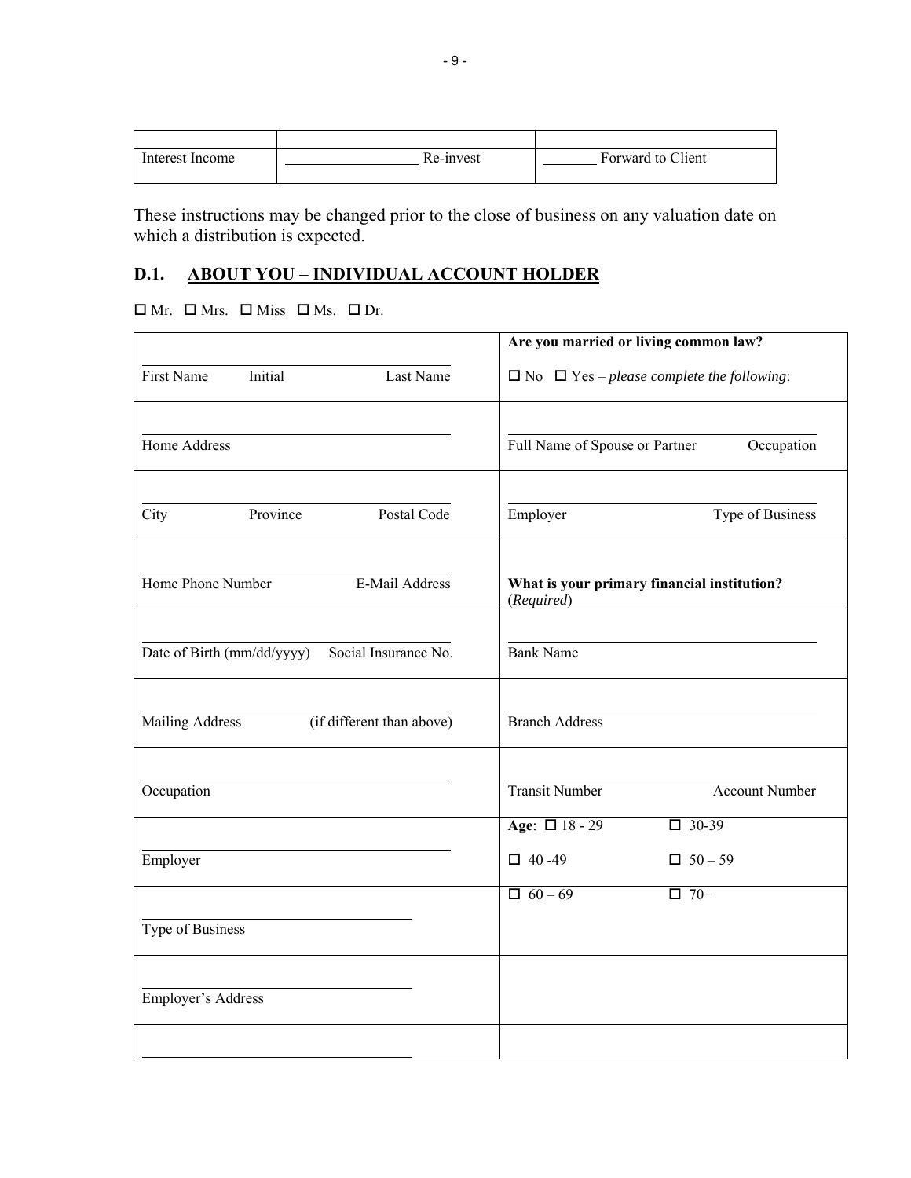| | | |
|---|---|---|
| Interest Income | __________________ Re-invest | _______ Forward to Client |

These instructions may be changed prior to the close of business on any valuation date on which a distribution is expected.

## D.1. ABOUT YOU – INDIVIDUAL ACCOUNT HOLDER

☐ Mr. ☐ Mrs. ☐ Miss ☐ Ms. ☐ Dr.

| | **Are you married or living common law?** |
|---|---|
| First Name Initial Last Name | ☐ No ☐ Yes – *please complete the following*: |
| Home Address | Full Name of Spouse or Partner Occupation |
| City Province Postal Code | Employer Type of Business |
| Home Phone Number E-Mail Address | **What is your primary financial institution?** (*Required*) |
| Date of Birth (mm/dd/yyyy) Social Insurance No. | Bank Name |
| Mailing Address (if different than above) | Branch Address |
| Occupation | Transit Number Account Number |
| Employer | **Age**: ☐ 18 - 29 ☐ 30-39 ☐ 40 -49 ☐ 50 – 59 |
| Type of Business | ☐ 60 – 69 ☐ 70+ |
| Employer's Address | |
| | |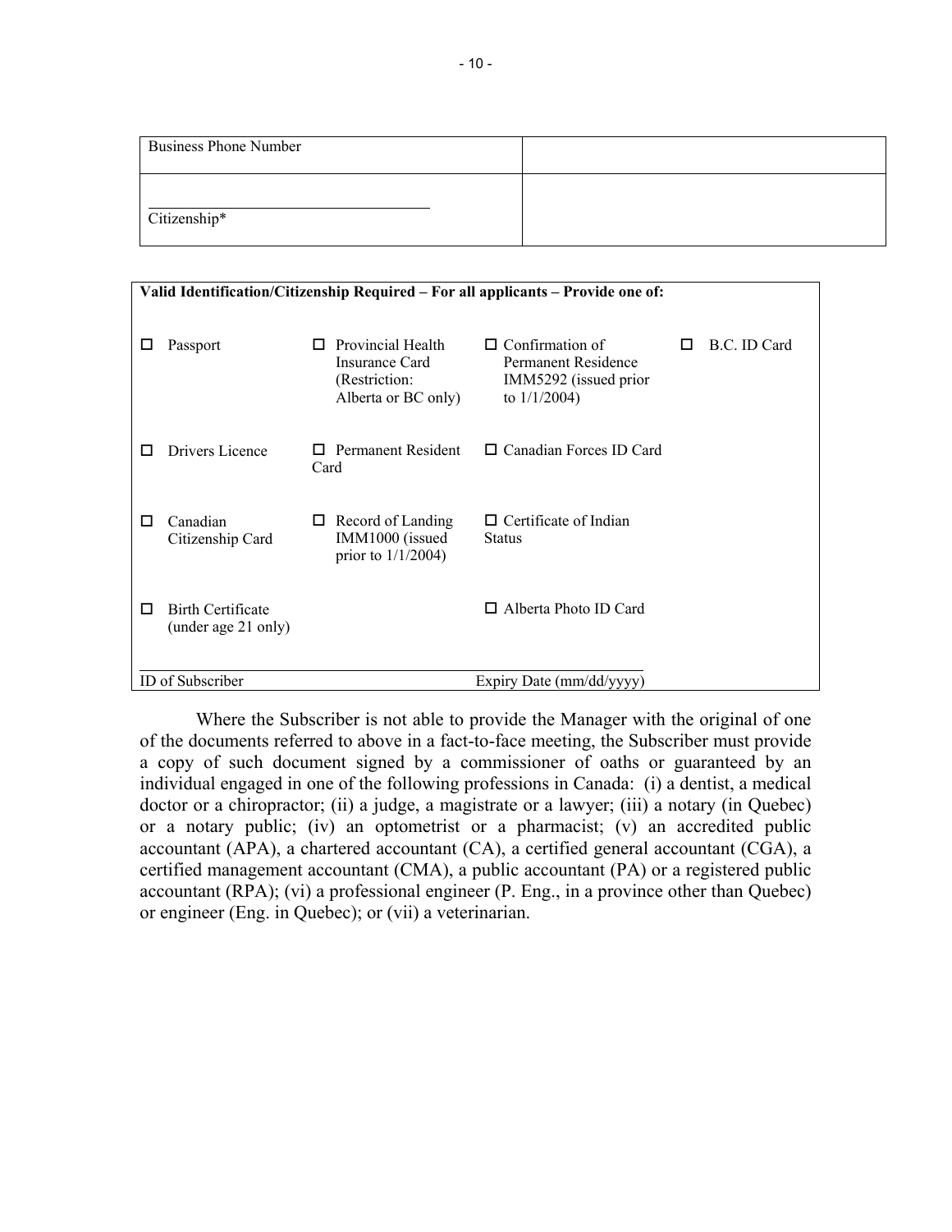| Business Phone Number | |
|---|---|
| Citizenship* | |

| Valid Identification/Citizenship Required – For all applicants – Provide one of: | | | |
|---|---|---|---|
| ☐ Passport | ☐ Provincial Health Insurance Card (Restriction: Alberta or BC only) | ☐ Confirmation of Permanent Residence IMM5292 (issued prior to 1/1/2004) | ☐ B.C. ID Card |
| ☐ Drivers Licence | ☐ Permanent Resident Card | ☐ Canadian Forces ID Card | |
| ☐ Canadian Citizenship Card | ☐ Record of Landing IMM1000 (issued prior to 1/1/2004) | ☐ Certificate of Indian Status | |
| ☐ Birth Certificate (under age 21 only) | | ☐ Alberta Photo ID Card | |
| ID of Subscriber | | Expiry Date (mm/dd/yyyy) | |

Where the Subscriber is not able to provide the Manager with the original of one of the documents referred to above in a fact-to-face meeting, the Subscriber must provide a copy of such document signed by a commissioner of oaths or guaranteed by an individual engaged in one of the following professions in Canada: (i) a dentist, a medical doctor or a chiropractor; (ii) a judge, a magistrate or a lawyer; (iii) a notary (in Quebec) or a notary public; (iv) an optometrist or a pharmacist; (v) an accredited public accountant (APA), a chartered accountant (CA), a certified general accountant (CGA), a certified management accountant (CMA), a public accountant (PA) or a registered public accountant (RPA); (vi) a professional engineer (P. Eng., in a province other than Quebec) or engineer (Eng. in Quebec); or (vii) a veterinarian.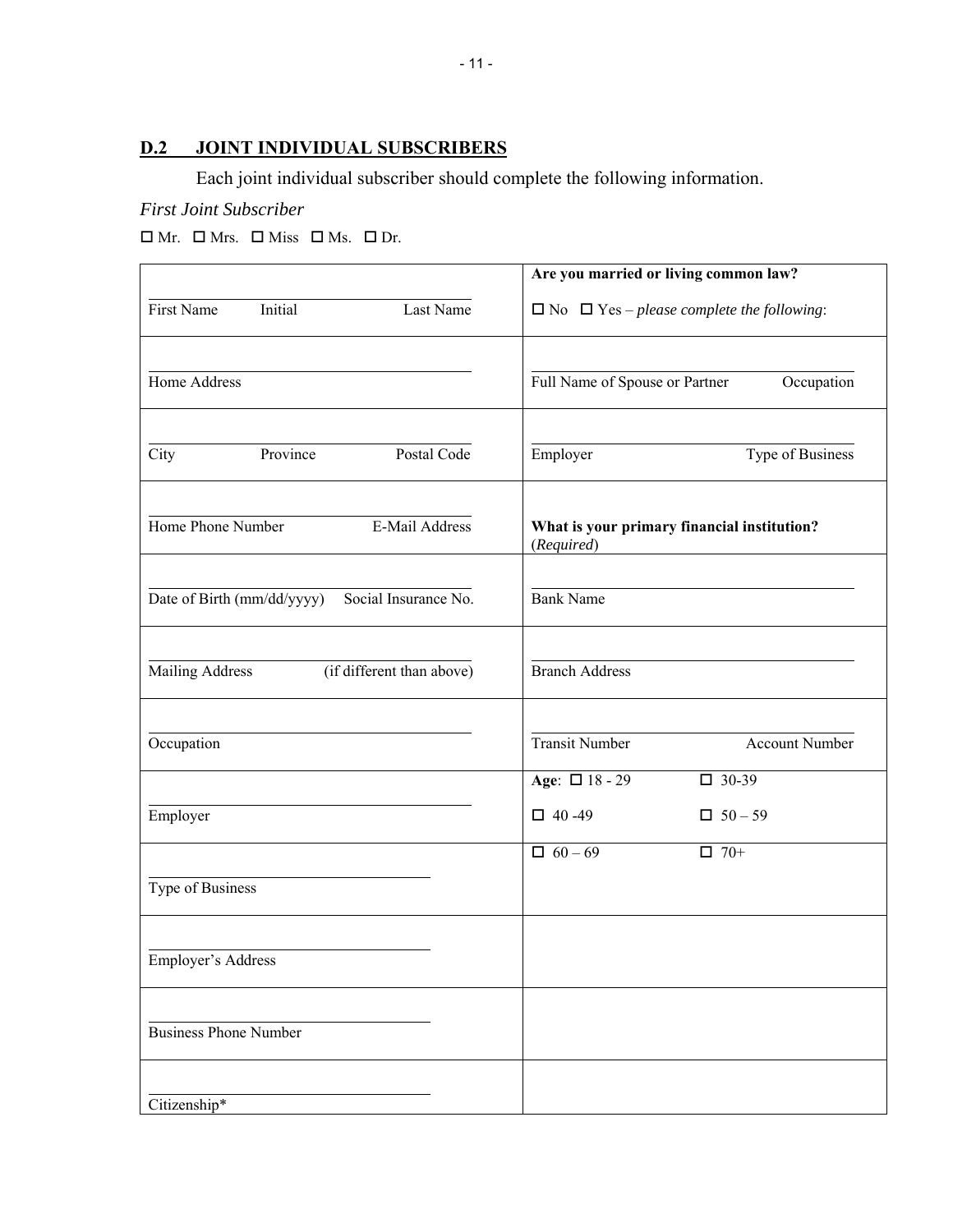## D.2 JOINT INDIVIDUAL SUBSCRIBERS

Each joint individual subscriber should complete the following information.

*First Joint Subscriber*

☐ Mr. ☐ Mrs. ☐ Miss ☐ Ms. ☐ Dr.

| | |
|---|---|
| First Name Initial Last Name | **Are you married or living common law?**<br>☐ No ☐ Yes – *please complete the following*: |
| Home Address | Full Name of Spouse or Partner Occupation |
| City Province Postal Code | Employer Type of Business |
| Home Phone Number E-Mail Address | **What is your primary financial institution?** (*Required*) |
| Date of Birth (mm/dd/yyyy) Social Insurance No. | Bank Name |
| Mailing Address (if different than above) | Branch Address |
| Occupation | Transit Number Account Number |
| Employer | **Age**: ☐ 18 - 29 ☐ 30-39<br>☐ 40 -49 ☐ 50 – 59 |
| Type of Business | ☐ 60 – 69 ☐ 70+ |
| Employer's Address | |
| Business Phone Number | |
| Citizenship* | |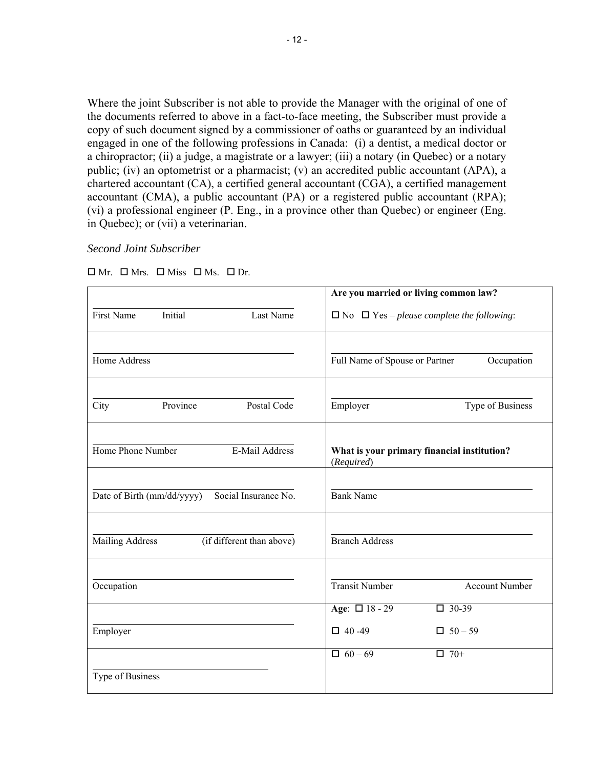Where the joint Subscriber is not able to provide the Manager with the original of one of the documents referred to above in a fact-to-face meeting, the Subscriber must provide a copy of such document signed by a commissioner of oaths or guaranteed by an individual engaged in one of the following professions in Canada: (i) a dentist, a medical doctor or a chiropractor; (ii) a judge, a magistrate or a lawyer; (iii) a notary (in Quebec) or a notary public; (iv) an optometrist or a pharmacist; (v) an accredited public accountant (APA), a chartered accountant (CA), a certified general accountant (CGA), a certified management accountant (CMA), a public accountant (PA) or a registered public accountant (RPA); (vi) a professional engineer (P. Eng., in a province other than Quebec) or engineer (Eng. in Quebec); or (vii) a veterinarian.

*Second Joint Subscriber*

☐ Mr. ☐ Mrs. ☐ Miss ☐ Ms. ☐ Dr.

| | |
|---|---|
| First Name Initial Last Name | **Are you married or living common law?** ☐ No ☐ Yes – *please complete the following*: |
| Home Address | Full Name of Spouse or Partner Occupation |
| City Province Postal Code | Employer Type of Business |
| Home Phone Number E-Mail Address | **What is your primary financial institution?** (*Required*) |
| Date of Birth (mm/dd/yyyy) Social Insurance No. | Bank Name |
| Mailing Address (if different than above) | Branch Address |
| Occupation | Transit Number Account Number |
| Employer | **Age**: ☐ 18 - 29 ☐ 30-39 ☐ 40 -49 ☐ 50 – 59 |
| Type of Business | ☐ 60 – 69 ☐ 70+ |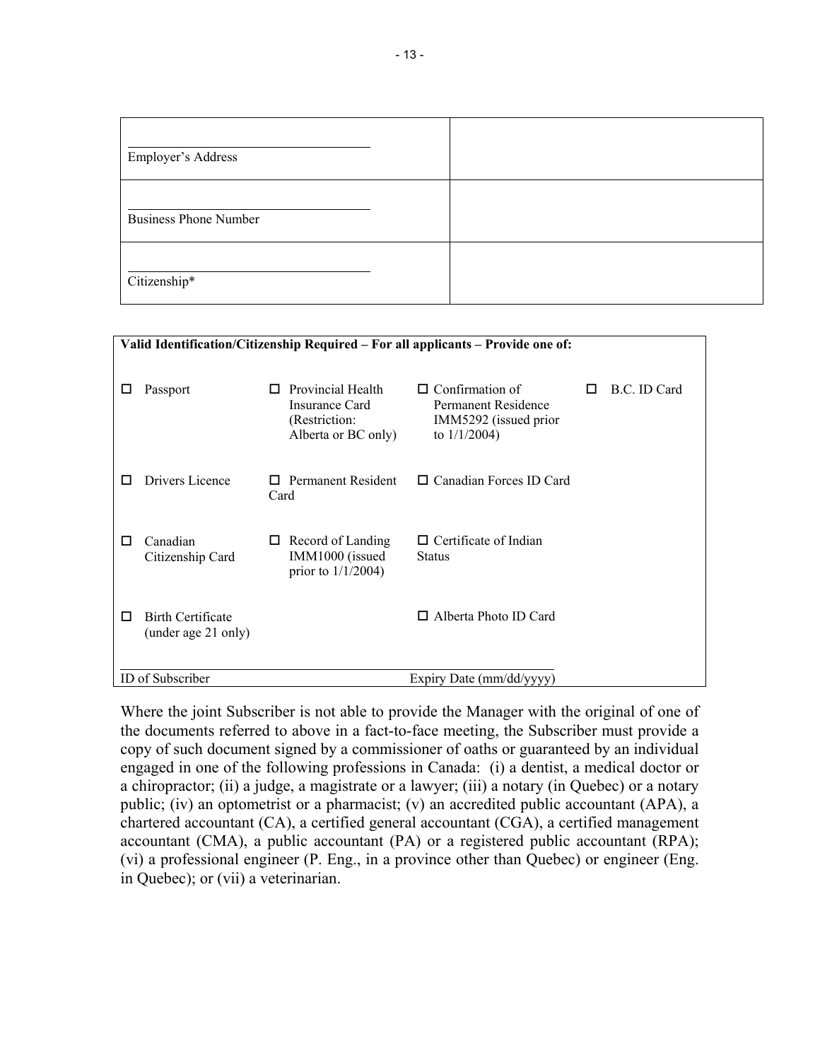| Employer's Address | |
|---|---|
| Business Phone Number | |
| Citizenship* | |

| **Valid Identification/Citizenship Required – For all applicants – Provide one of:** | | | |
|---|---|---|---|
| ☐ Passport | ☐ Provincial Health Insurance Card (Restriction: Alberta or BC only) | ☐ Confirmation of Permanent Residence IMM5292 (issued prior to 1/1/2004) | ☐ B.C. ID Card |
| ☐ Drivers Licence | ☐ Permanent Resident Card | ☐ Canadian Forces ID Card | |
| ☐ Canadian Citizenship Card | ☐ Record of Landing IMM1000 (issued prior to 1/1/2004) | ☐ Certificate of Indian Status | |
| ☐ Birth Certificate (under age 21 only) | | ☐ Alberta Photo ID Card | |
| ID of Subscriber | | Expiry Date (mm/dd/yyyy) | |

Where the joint Subscriber is not able to provide the Manager with the original of one of the documents referred to above in a fact-to-face meeting, the Subscriber must provide a copy of such document signed by a commissioner of oaths or guaranteed by an individual engaged in one of the following professions in Canada: (i) a dentist, a medical doctor or a chiropractor; (ii) a judge, a magistrate or a lawyer; (iii) a notary (in Quebec) or a notary public; (iv) an optometrist or a pharmacist; (v) an accredited public accountant (APA), a chartered accountant (CA), a certified general accountant (CGA), a certified management accountant (CMA), a public accountant (PA) or a registered public accountant (RPA); (vi) a professional engineer (P. Eng., in a province other than Quebec) or engineer (Eng. in Quebec); or (vii) a veterinarian.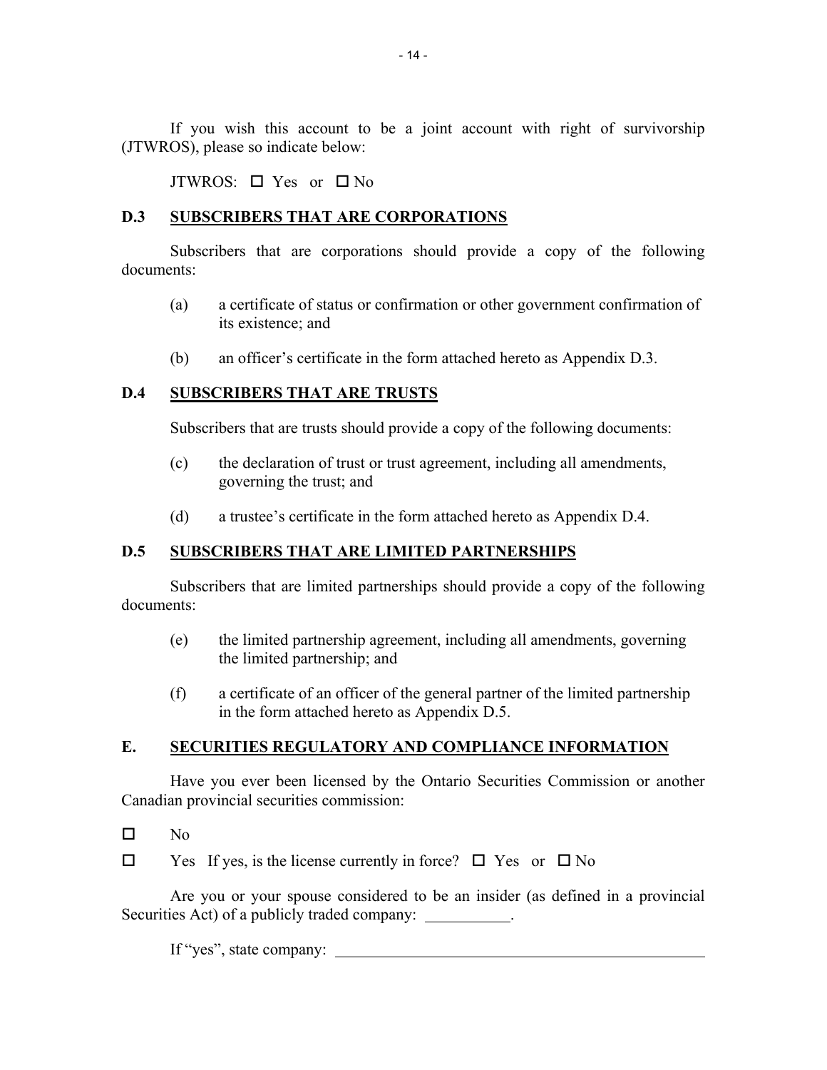If you wish this account to be a joint account with right of survivorship (JTWROS), please so indicate below:

JTWROS: ☐ Yes or ☐ No

### D.3 SUBSCRIBERS THAT ARE CORPORATIONS

Subscribers that are corporations should provide a copy of the following documents:

(a) a certificate of status or confirmation or other government confirmation of its existence; and

(b) an officer's certificate in the form attached hereto as Appendix D.3.

### D.4 SUBSCRIBERS THAT ARE TRUSTS

Subscribers that are trusts should provide a copy of the following documents:

(c) the declaration of trust or trust agreement, including all amendments, governing the trust; and

(d) a trustee's certificate in the form attached hereto as Appendix D.4.

### D.5 SUBSCRIBERS THAT ARE LIMITED PARTNERSHIPS

Subscribers that are limited partnerships should provide a copy of the following documents:

(e) the limited partnership agreement, including all amendments, governing the limited partnership; and

(f) a certificate of an officer of the general partner of the limited partnership in the form attached hereto as Appendix D.5.

## E. SECURITIES REGULATORY AND COMPLIANCE INFORMATION

Have you ever been licensed by the Ontario Securities Commission or another Canadian provincial securities commission:

☐ No

☐ Yes If yes, is the license currently in force? ☐ Yes or ☐ No

Are you or your spouse considered to be an insider (as defined in a provincial Securities Act) of a publicly traded company: __________.

If "yes", state company: ______________________________________________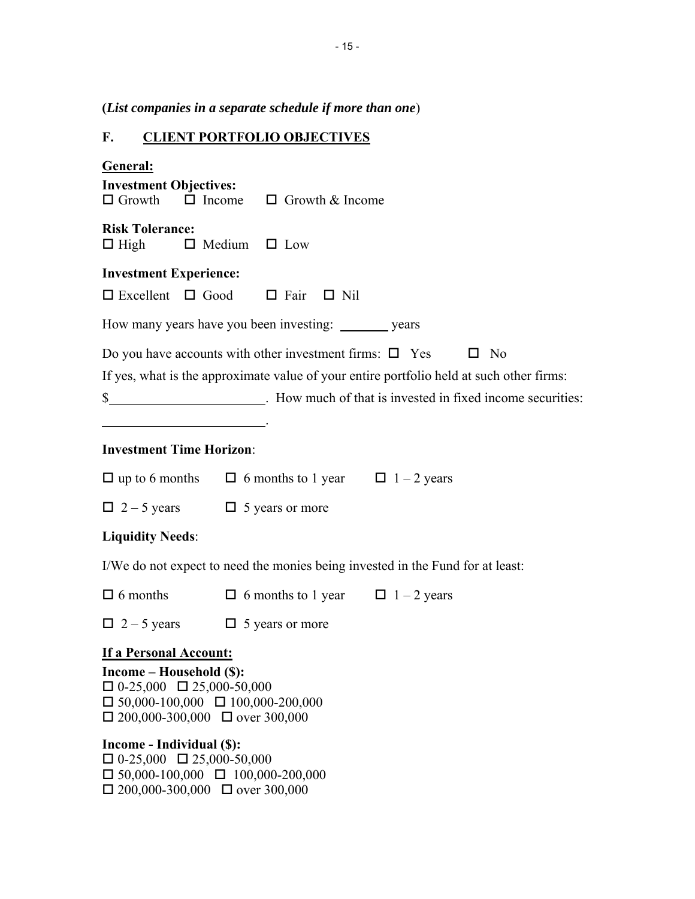(*List companies in a separate schedule if more than one*)

## F. <u>CLIENT PORTFOLIO OBJECTIVES</u>

**<u>General:</u>**

**Investment Objectives:**
☐ Growth ☐ Income ☐ Growth & Income

**Risk Tolerance:**
☐ High ☐ Medium ☐ Low

**Investment Experience:**

☐ Excellent ☐ Good ☐ Fair ☐ Nil

How many years have you been investing: ________ years

Do you have accounts with other investment firms: ☐ Yes ☐ No

If yes, what is the approximate value of your entire portfolio held at such other firms:

$________________________. How much of that is invested in fixed income securities:

________________________.

**Investment Time Horizon**:

☐ up to 6 months ☐ 6 months to 1 year ☐ 1 – 2 years

☐ 2 – 5 years ☐ 5 years or more

**Liquidity Needs**:

I/We do not expect to need the monies being invested in the Fund for at least:

☐ 6 months ☐ 6 months to 1 year ☐ 1 – 2 years

☐ 2 – 5 years ☐ 5 years or more

**<u>If a Personal Account:</u>**

**Income – Household ($):**
☐ 0-25,000 ☐ 25,000-50,000
☐ 50,000-100,000 ☐ 100,000-200,000
☐ 200,000-300,000 ☐ over 300,000

**Income - Individual ($):**
☐ 0-25,000 ☐ 25,000-50,000
☐ 50,000-100,000 ☐ 100,000-200,000
☐ 200,000-300,000 ☐ over 300,000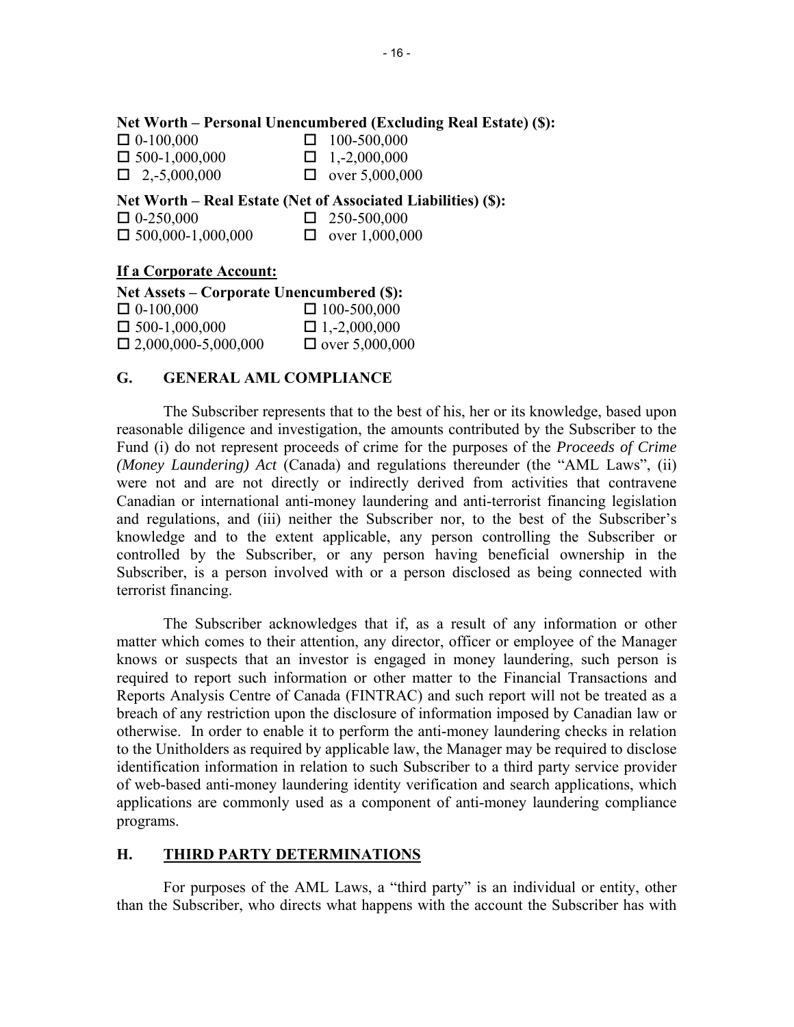**Net Worth – Personal Unencumbered (Excluding Real Estate) ($):**

| | |
|---|---|
| ☐ 0-100,000 | ☐ 100-500,000 |
| ☐ 500-1,000,000 | ☐ 1,-2,000,000 |
| ☐ 2,-5,000,000 | ☐ over 5,000,000 |

**Net Worth – Real Estate (Net of Associated Liabilities) ($):**

| | |
|---|---|
| ☐ 0-250,000 | ☐ 250-500,000 |
| ☐ 500,000-1,000,000 | ☐ over 1,000,000 |

**If a Corporate Account:**

**Net Assets – Corporate Unencumbered ($):**

| | |
|---|---|
| ☐ 0-100,000 | ☐ 100-500,000 |
| ☐ 500-1,000,000 | ☐ 1,-2,000,000 |
| ☐ 2,000,000-5,000,000 | ☐ over 5,000,000 |

## G. GENERAL AML COMPLIANCE

The Subscriber represents that to the best of his, her or its knowledge, based upon reasonable diligence and investigation, the amounts contributed by the Subscriber to the Fund (i) do not represent proceeds of crime for the purposes of the *Proceeds of Crime (Money Laundering) Act* (Canada) and regulations thereunder (the "AML Laws", (ii) were not and are not directly or indirectly derived from activities that contravene Canadian or international anti-money laundering and anti-terrorist financing legislation and regulations, and (iii) neither the Subscriber nor, to the best of the Subscriber's knowledge and to the extent applicable, any person controlling the Subscriber or controlled by the Subscriber, or any person having beneficial ownership in the Subscriber, is a person involved with or a person disclosed as being connected with terrorist financing.

The Subscriber acknowledges that if, as a result of any information or other matter which comes to their attention, any director, officer or employee of the Manager knows or suspects that an investor is engaged in money laundering, such person is required to report such information or other matter to the Financial Transactions and Reports Analysis Centre of Canada (FINTRAC) and such report will not be treated as a breach of any restriction upon the disclosure of information imposed by Canadian law or otherwise. In order to enable it to perform the anti-money laundering checks in relation to the Unitholders as required by applicable law, the Manager may be required to disclose identification information in relation to such Subscriber to a third party service provider of web-based anti-money laundering identity verification and search applications, which applications are commonly used as a component of anti-money laundering compliance programs.

## H. THIRD PARTY DETERMINATIONS

For purposes of the AML Laws, a "third party" is an individual or entity, other than the Subscriber, who directs what happens with the account the Subscriber has with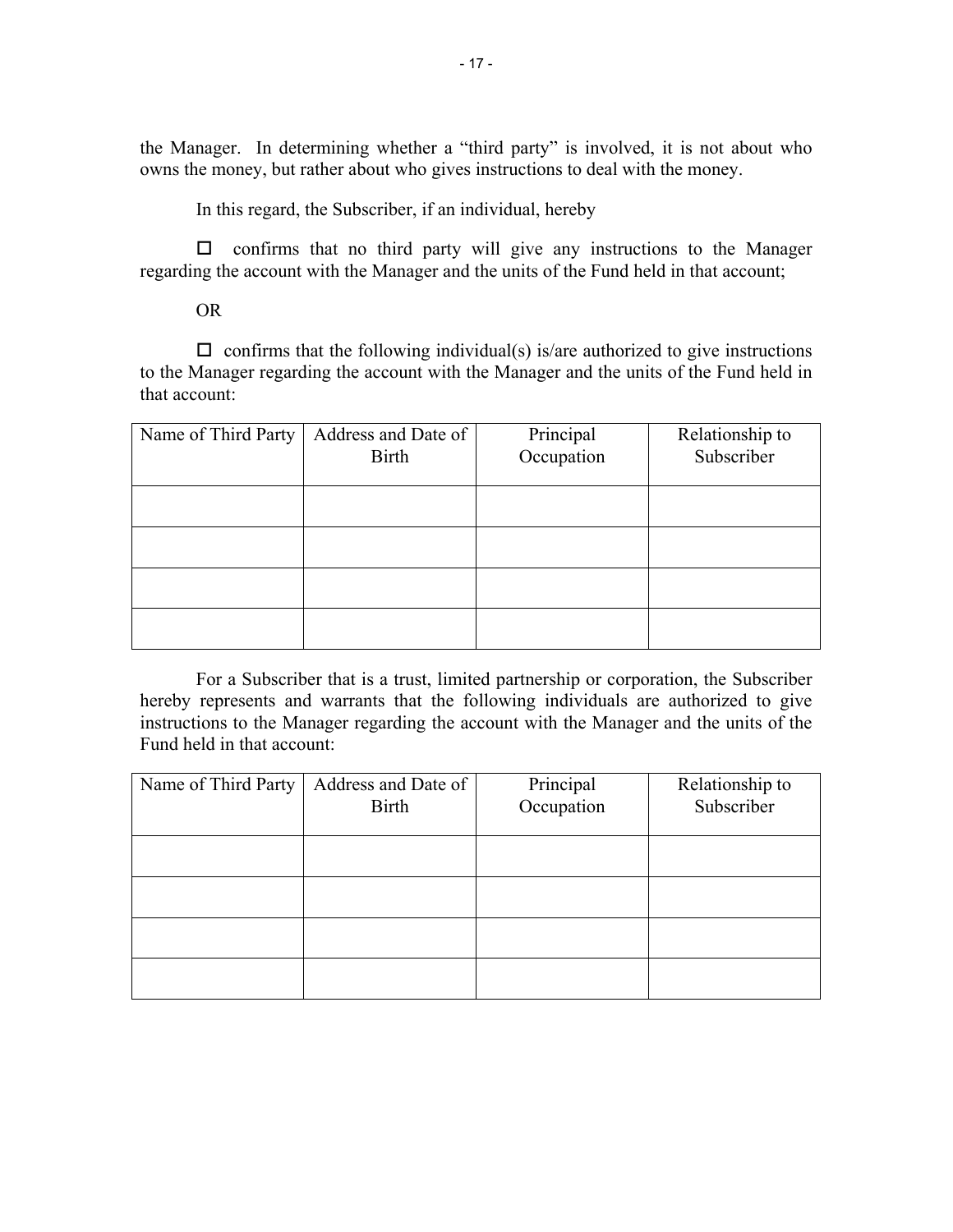the Manager. In determining whether a "third party" is involved, it is not about who owns the money, but rather about who gives instructions to deal with the money.

In this regard, the Subscriber, if an individual, hereby

☐ confirms that no third party will give any instructions to the Manager regarding the account with the Manager and the units of the Fund held in that account;

OR

☐ confirms that the following individual(s) is/are authorized to give instructions to the Manager regarding the account with the Manager and the units of the Fund held in that account:

| Name of Third Party | Address and Date of Birth | Principal Occupation | Relationship to Subscriber |
|---|---|---|---|
| | | | |
| | | | |
| | | | |
| | | | |

For a Subscriber that is a trust, limited partnership or corporation, the Subscriber hereby represents and warrants that the following individuals are authorized to give instructions to the Manager regarding the account with the Manager and the units of the Fund held in that account:

| Name of Third Party | Address and Date of Birth | Principal Occupation | Relationship to Subscriber |
|---|---|---|---|
| | | | |
| | | | |
| | | | |
| | | | |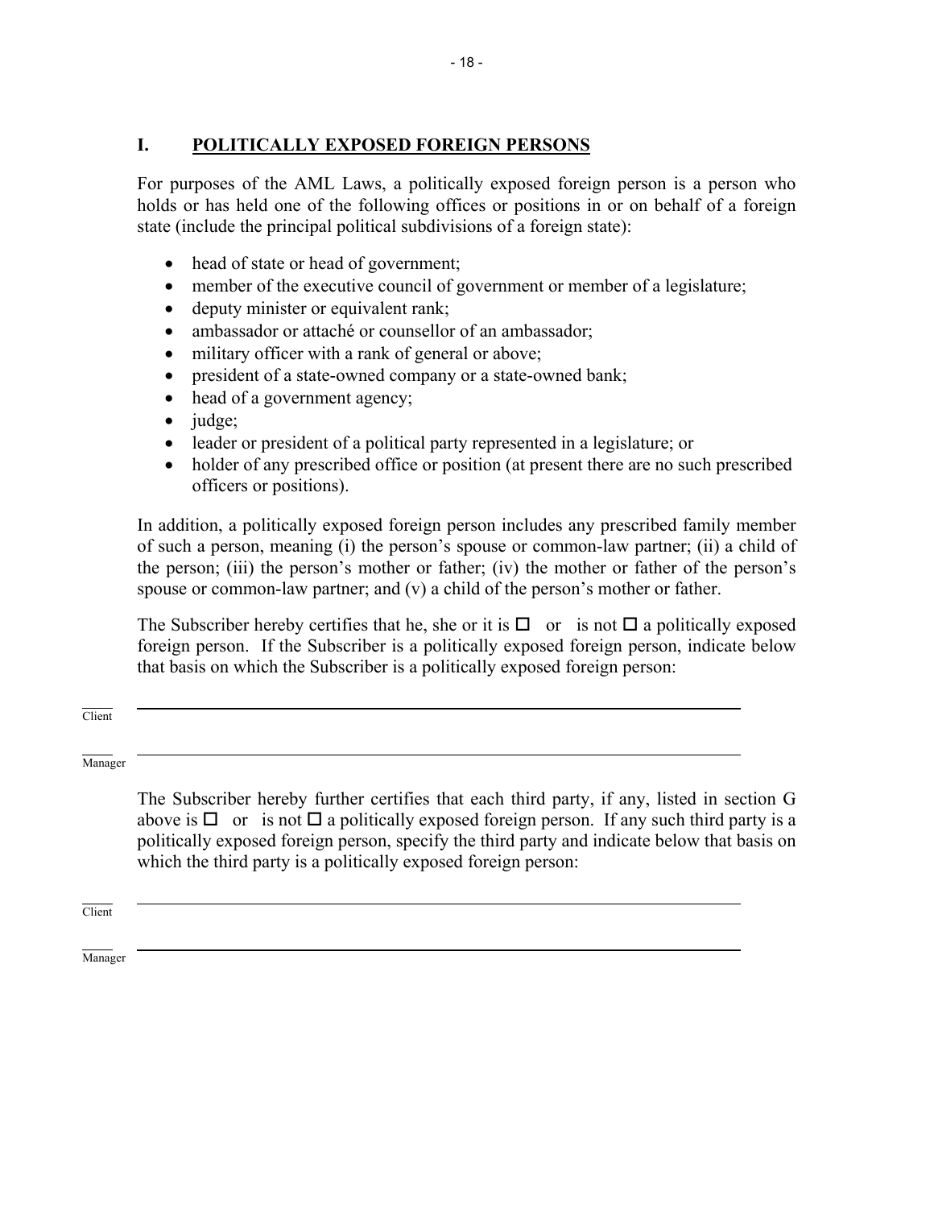## I. POLITICALLY EXPOSED FOREIGN PERSONS

For purposes of the AML Laws, a politically exposed foreign person is a person who holds or has held one of the following offices or positions in or on behalf of a foreign state (include the principal political subdivisions of a foreign state):

- head of state or head of government;
- member of the executive council of government or member of a legislature;
- deputy minister or equivalent rank;
- ambassador or attaché or counsellor of an ambassador;
- military officer with a rank of general or above;
- president of a state-owned company or a state-owned bank;
- head of a government agency;
- judge;
- leader or president of a political party represented in a legislature; or
- holder of any prescribed office or position (at present there are no such prescribed officers or positions).

In addition, a politically exposed foreign person includes any prescribed family member of such a person, meaning (i) the person's spouse or common-law partner; (ii) a child of the person; (iii) the person's mother or father; (iv) the mother or father of the person's spouse or common-law partner; and (v) a child of the person's mother or father.

The Subscriber hereby certifies that he, she or it is ☐ or is not ☐ a politically exposed foreign person. If the Subscriber is a politically exposed foreign person, indicate below that basis on which the Subscriber is a politically exposed foreign person:

_____ Client ____________________________________________

_____ Manager ____________________________________________

The Subscriber hereby further certifies that each third party, if any, listed in section G above is ☐ or is not ☐ a politically exposed foreign person. If any such third party is a politically exposed foreign person, specify the third party and indicate below that basis on which the third party is a politically exposed foreign person:

_____ Client ____________________________________________

_____ Manager ____________________________________________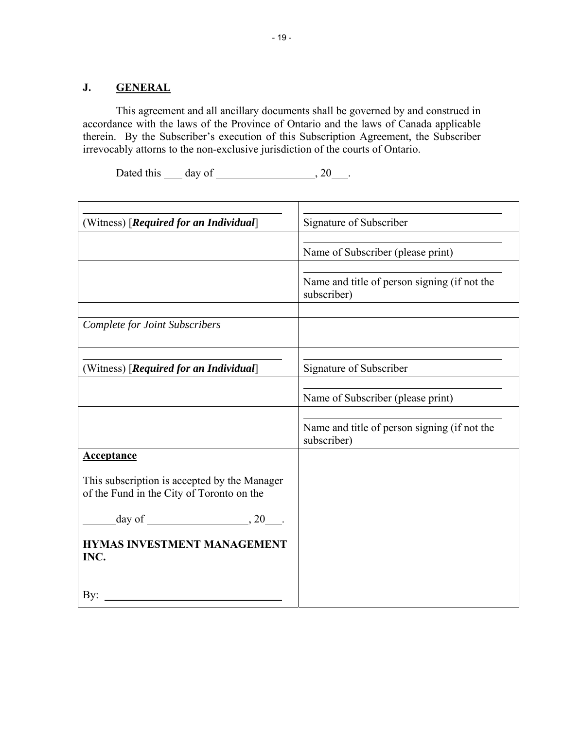## J. GENERAL

This agreement and all ancillary documents shall be governed by and construed in accordance with the laws of the Province of Ontario and the laws of Canada applicable therein. By the Subscriber's execution of this Subscription Agreement, the Subscriber irrevocably attorns to the non-exclusive jurisdiction of the courts of Ontario.

Dated this ____ day of __________________, 20___.

| | |
|---|---|
| ______________________________ (Witness) [***Required for an Individual***] | ______________________________ Signature of Subscriber |
| | ______________________________ Name of Subscriber (please print) |
| | ______________________________ Name and title of person signing (if not the subscriber) |
| | |
| *Complete for Joint Subscribers* | |
| ______________________________ (Witness) [***Required for an Individual***] | ______________________________ Signature of Subscriber |
| | ______________________________ Name of Subscriber (please print) |
| | ______________________________ Name and title of person signing (if not the subscriber) |
| **Acceptance** This subscription is accepted by the Manager of the Fund in the City of Toronto on the ______day of __________________, 20___. **HYMAS INVESTMENT MANAGEMENT INC.** By: ______________________________ | |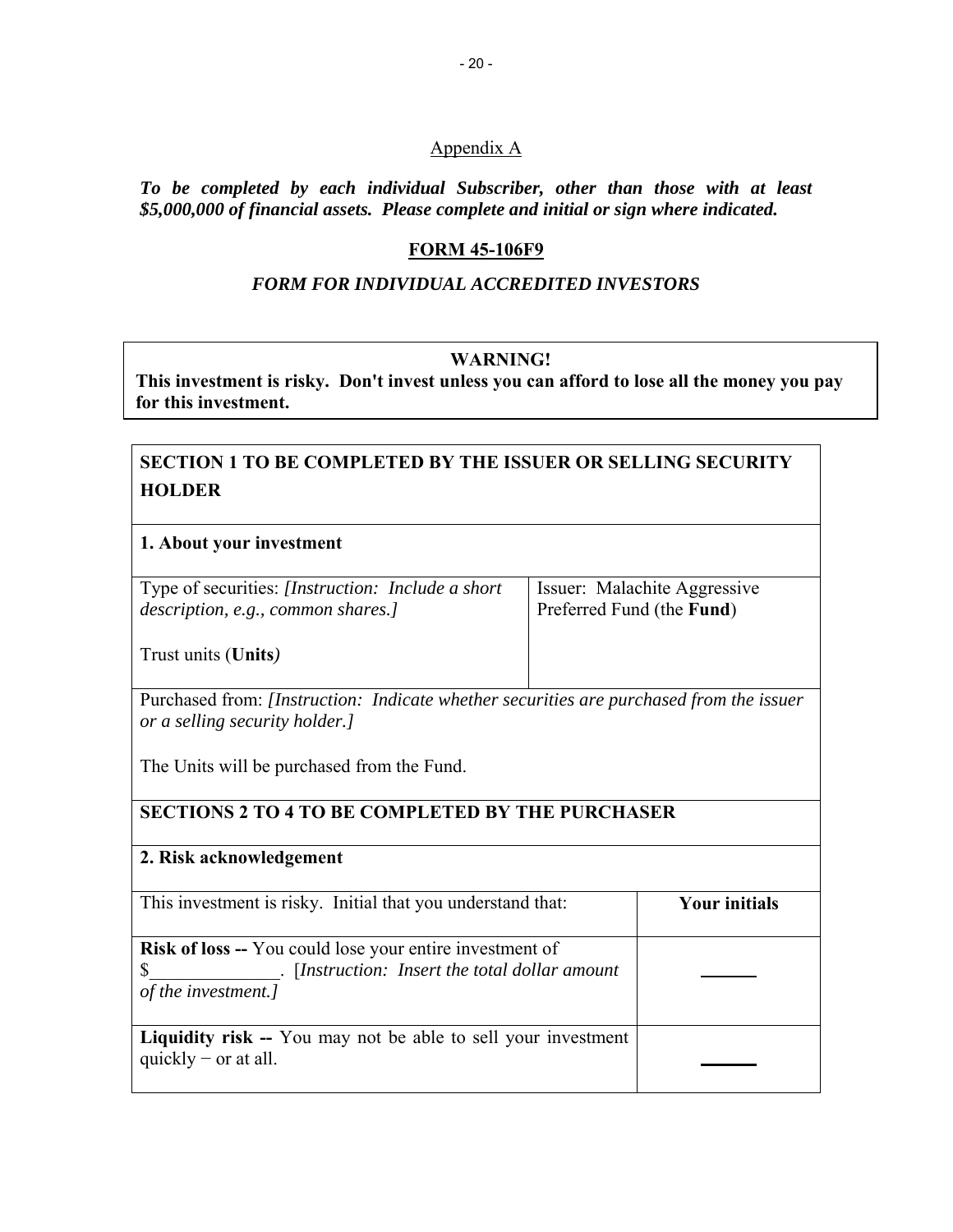Appendix A

***To be completed by each individual Subscriber, other than those with at least $5,000,000 of financial assets. Please complete and initial or sign where indicated.***

**FORM 45-106F9**

*FORM FOR INDIVIDUAL ACCREDITED INVESTORS*

| **WARNING!** |
|---|
| **This investment is risky. Don't invest unless you can afford to lose all the money you pay for this investment.** |

| **SECTION 1 TO BE COMPLETED BY THE ISSUER OR SELLING SECURITY HOLDER** | |
|---|---|
| **1. About your investment** | |
| Type of securities: *[Instruction: Include a short description, e.g., common shares.]*<br><br>Trust units (**Units***)* | Issuer: Malachite Aggressive Preferred Fund (the **Fund**) |
| Purchased from: *[Instruction: Indicate whether securities are purchased from the issuer or a selling security holder.]*<br><br>The Units will be purchased from the Fund. | |
| **SECTIONS 2 TO 4 TO BE COMPLETED BY THE PURCHASER** | |
| **2. Risk acknowledgement** | |
| This investment is risky. Initial that you understand that: | **Your initials** |
| **Risk of loss --** You could lose your entire investment of $______________. [*Instruction: Insert the total dollar amount of the investment.]* | ______ |
| **Liquidity risk --** You may not be able to sell your investment quickly − or at all. | ______ |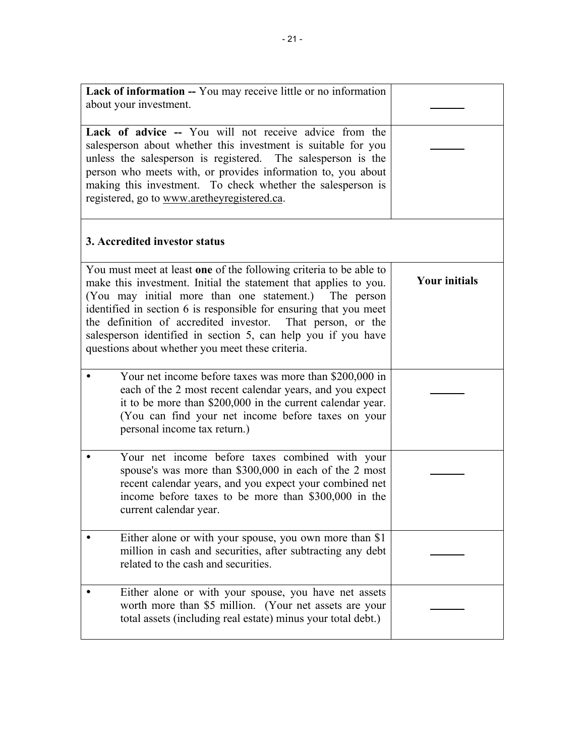| | |
|---|---|
| **Lack of information --** You may receive little or no information about your investment. | ______ |
| **Lack of advice --** You will not receive advice from the salesperson about whether this investment is suitable for you unless the salesperson is registered. The salesperson is the person who meets with, or provides information to, you about making this investment. To check whether the salesperson is registered, go to www.aretheyregistered.ca. | ______ |
| **3. Accredited investor status** | |
| You must meet at least **one** of the following criteria to be able to make this investment. Initial the statement that applies to you. (You may initial more than one statement.) The person identified in section 6 is responsible for ensuring that you meet the definition of accredited investor. That person, or the salesperson identified in section 5, can help you if you have questions about whether you meet these criteria. | **Your initials** |
| • Your net income before taxes was more than $200,000 in each of the 2 most recent calendar years, and you expect it to be more than $200,000 in the current calendar year. (You can find your net income before taxes on your personal income tax return.) | ______ |
| • Your net income before taxes combined with your spouse's was more than $300,000 in each of the 2 most recent calendar years, and you expect your combined net income before taxes to be more than $300,000 in the current calendar year. | ______ |
| • Either alone or with your spouse, you own more than $1 million in cash and securities, after subtracting any debt related to the cash and securities. | ______ |
| • Either alone or with your spouse, you have net assets worth more than $5 million. (Your net assets are your total assets (including real estate) minus your total debt.) | ______ |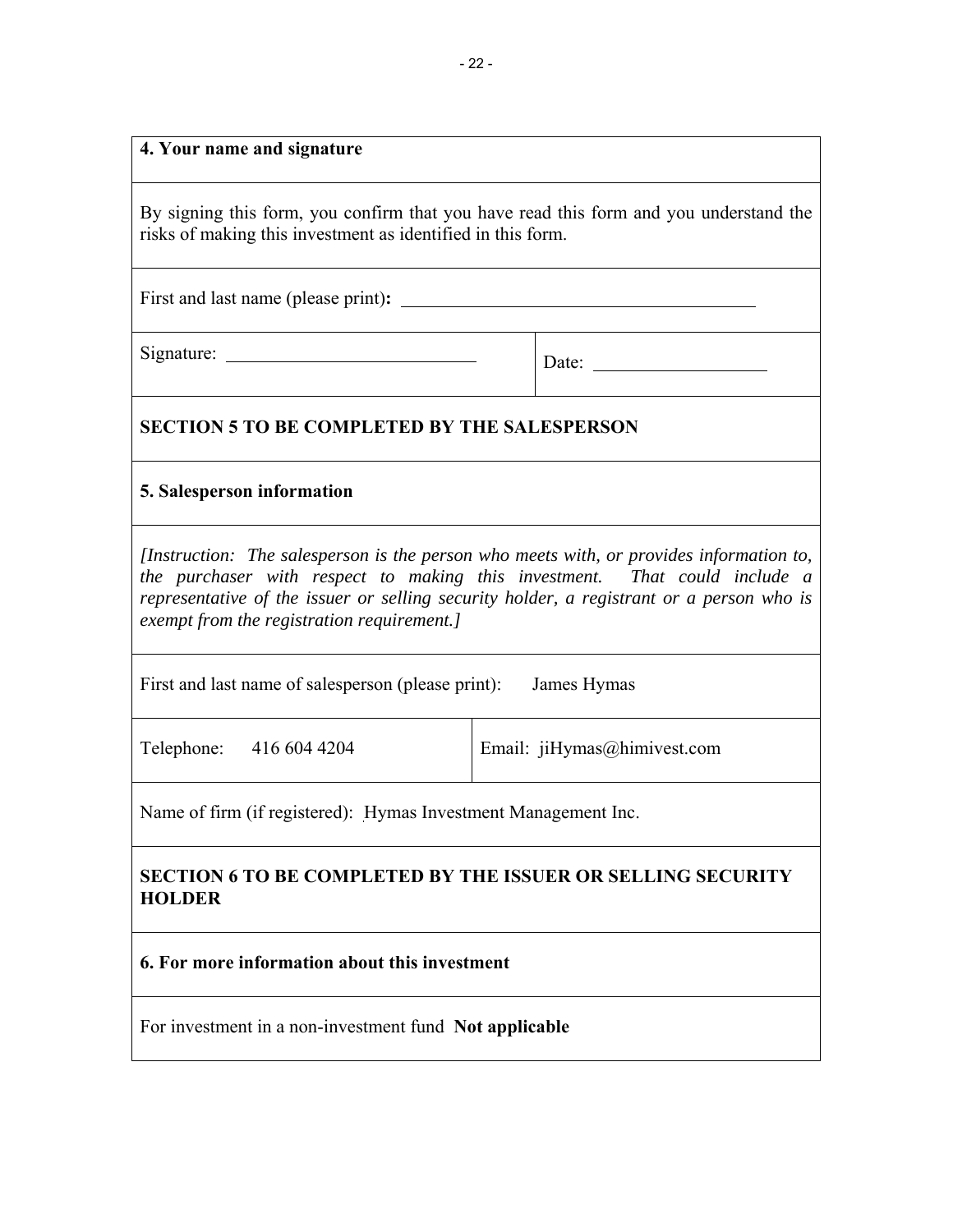**4. Your name and signature**

By signing this form, you confirm that you have read this form and you understand the risks of making this investment as identified in this form.

First and last name (please print)**:** ______________________________

Signature: ______________________ Date: ________________

**SECTION 5 TO BE COMPLETED BY THE SALESPERSON**

**5. Salesperson information**

*[Instruction: The salesperson is the person who meets with, or provides information to, the purchaser with respect to making this investment. That could include a representative of the issuer or selling security holder, a registrant or a person who is exempt from the registration requirement.]*

First and last name of salesperson (please print): James Hymas

Telephone: 416 604 4204 Email: jiHymas@himivest.com

Name of firm (if registered): Hymas Investment Management Inc.

**SECTION 6 TO BE COMPLETED BY THE ISSUER OR SELLING SECURITY HOLDER**

**6. For more information about this investment**

For investment in a non-investment fund **Not applicable**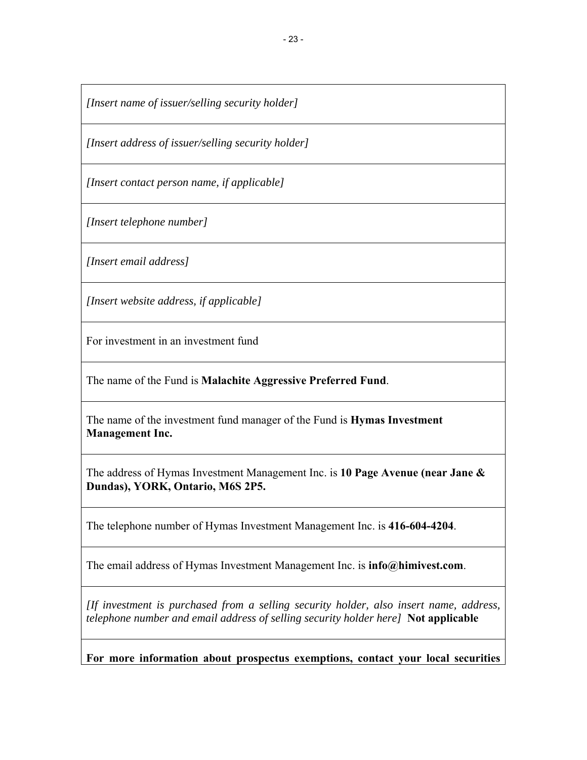| *[Insert name of issuer/selling security holder]* |
|---|
| *[Insert address of issuer/selling security holder]* |
| *[Insert contact person name, if applicable]* |
| *[Insert telephone number]* |
| *[Insert email address]* |
| *[Insert website address, if applicable]* |
| For investment in an investment fund |
| The name of the Fund is **Malachite Aggressive Preferred Fund**. |
| The name of the investment fund manager of the Fund is **Hymas Investment Management Inc.** |
| The address of Hymas Investment Management Inc. is **10 Page Avenue (near Jane & Dundas), YORK, Ontario, M6S 2P5.** |
| The telephone number of Hymas Investment Management Inc. is **416-604-4204**. |
| The email address of Hymas Investment Management Inc. is **info@himivest.com**. |
| *[If investment is purchased from a selling security holder, also insert name, address, telephone number and email address of selling security holder here]* **Not applicable** |
| **For more information about prospectus exemptions, contact your local securities** |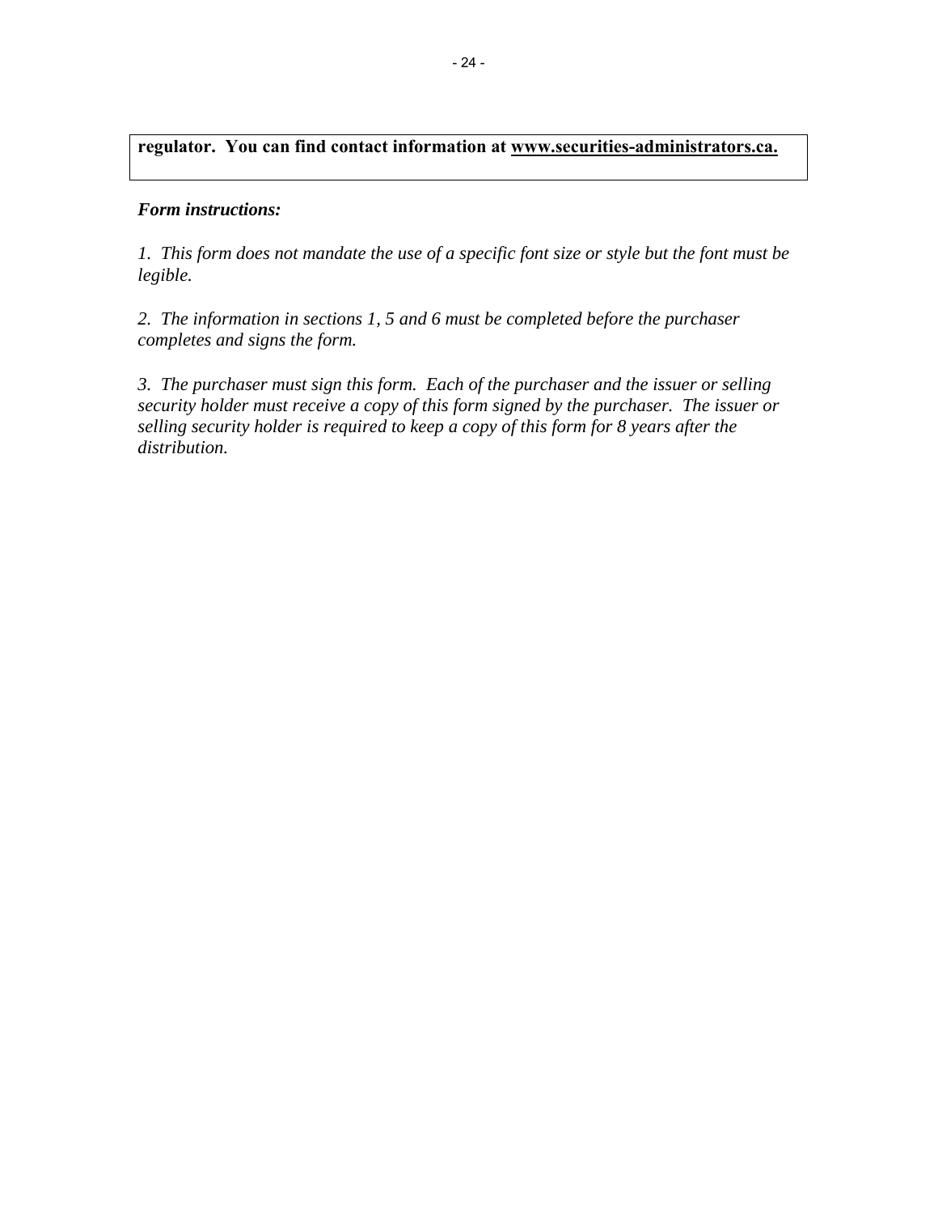**regulator. You can find contact information at www.securities-administrators.ca.**

***Form instructions:***

*1. This form does not mandate the use of a specific font size or style but the font must be legible.*

*2. The information in sections 1, 5 and 6 must be completed before the purchaser completes and signs the form.*

*3. The purchaser must sign this form. Each of the purchaser and the issuer or selling security holder must receive a copy of this form signed by the purchaser. The issuer or selling security holder is required to keep a copy of this form for 8 years after the distribution.*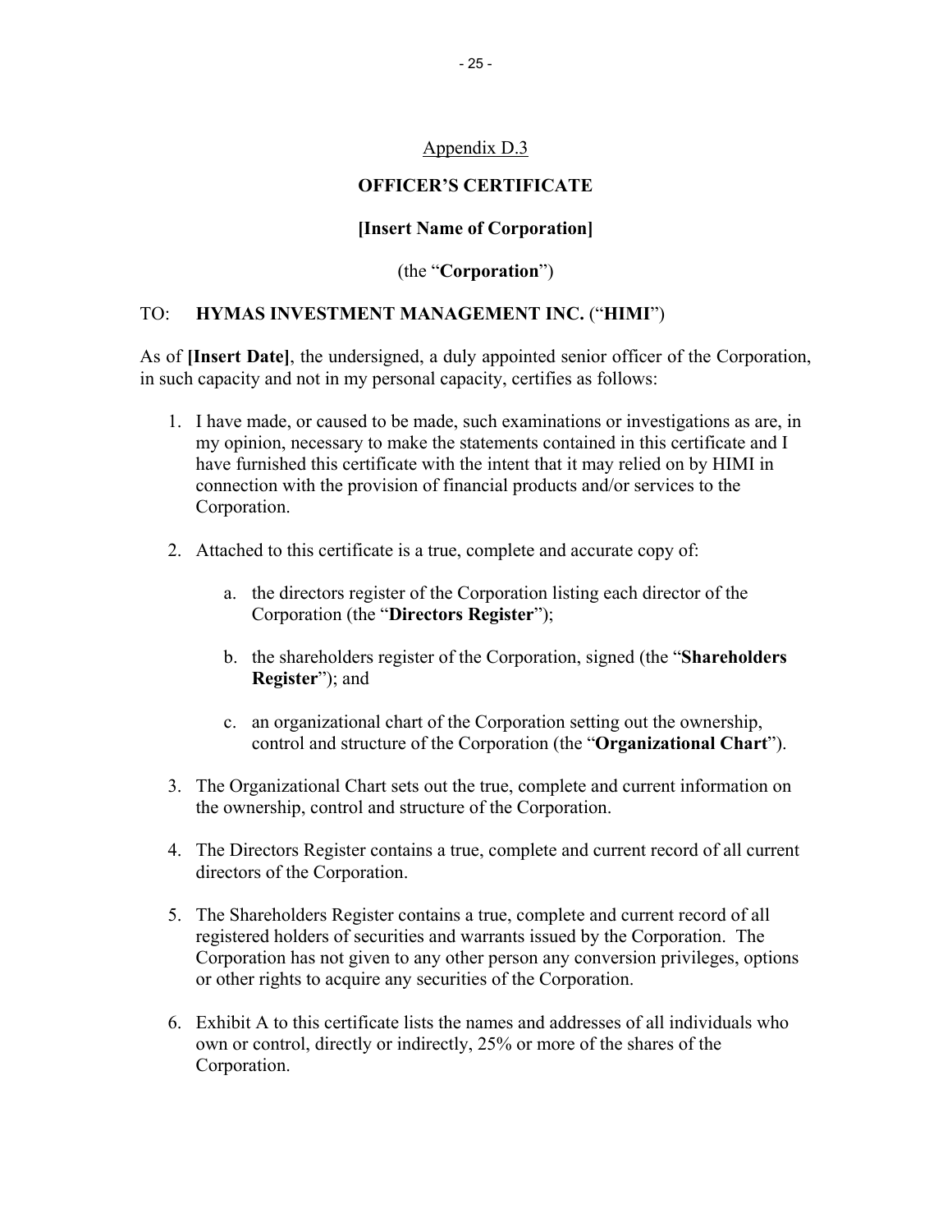Appendix D.3

**OFFICER'S CERTIFICATE**

**[Insert Name of Corporation]**

(the "**Corporation**")

TO: **HYMAS INVESTMENT MANAGEMENT INC.** ("**HIMI**")

As of **[Insert Date]**, the undersigned, a duly appointed senior officer of the Corporation, in such capacity and not in my personal capacity, certifies as follows:

1. I have made, or caused to be made, such examinations or investigations as are, in my opinion, necessary to make the statements contained in this certificate and I have furnished this certificate with the intent that it may relied on by HIMI in connection with the provision of financial products and/or services to the Corporation.

2. Attached to this certificate is a true, complete and accurate copy of:

   a. the directors register of the Corporation listing each director of the Corporation (the "**Directors Register**");

   b. the shareholders register of the Corporation, signed (the "**Shareholders Register**"); and

   c. an organizational chart of the Corporation setting out the ownership, control and structure of the Corporation (the "**Organizational Chart**").

3. The Organizational Chart sets out the true, complete and current information on the ownership, control and structure of the Corporation.

4. The Directors Register contains a true, complete and current record of all current directors of the Corporation.

5. The Shareholders Register contains a true, complete and current record of all registered holders of securities and warrants issued by the Corporation. The Corporation has not given to any other person any conversion privileges, options or other rights to acquire any securities of the Corporation.

6. Exhibit A to this certificate lists the names and addresses of all individuals who own or control, directly or indirectly, 25% or more of the shares of the Corporation.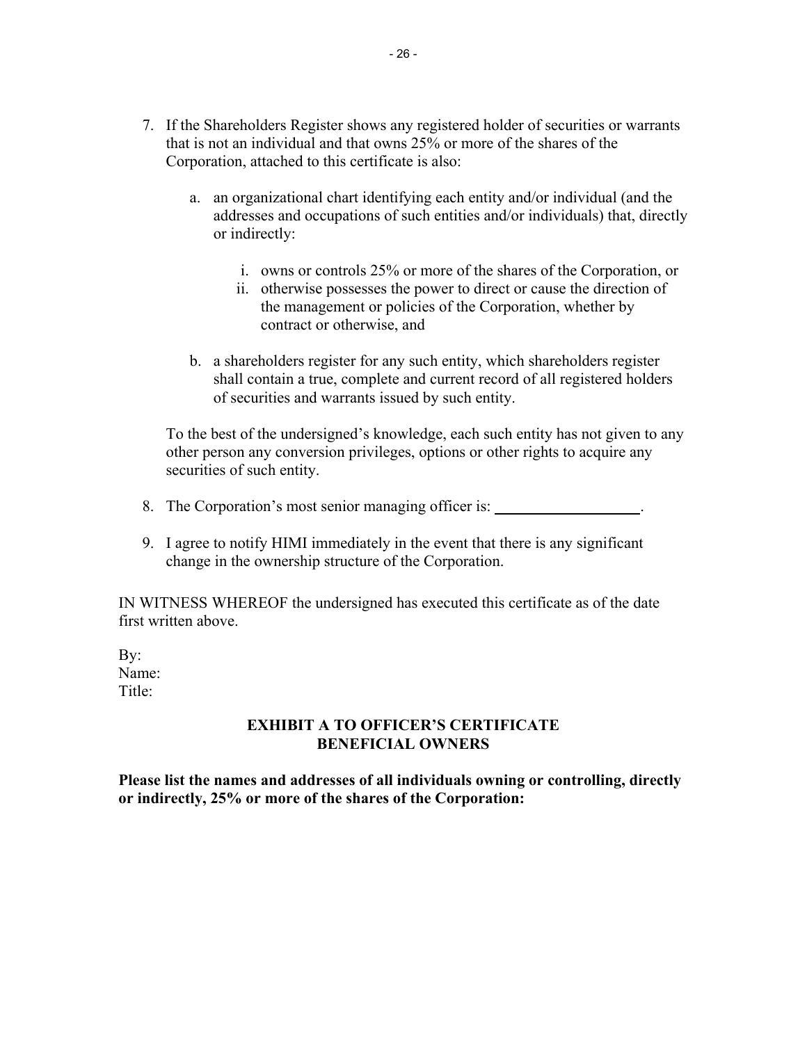7. If the Shareholders Register shows any registered holder of securities or warrants that is not an individual and that owns 25% or more of the shares of the Corporation, attached to this certificate is also:

   a. an organizational chart identifying each entity and/or individual (and the addresses and occupations of such entities and/or individuals) that, directly or indirectly:

      i. owns or controls 25% or more of the shares of the Corporation, or
      ii. otherwise possesses the power to direct or cause the direction of the management or policies of the Corporation, whether by contract or otherwise, and

   b. a shareholders register for any such entity, which shareholders register shall contain a true, complete and current record of all registered holders of securities and warrants issued by such entity.

   To the best of the undersigned's knowledge, each such entity has not given to any other person any conversion privileges, options or other rights to acquire any securities of such entity.

8. The Corporation's most senior managing officer is: ___________________.

9. I agree to notify HIMI immediately in the event that there is any significant change in the ownership structure of the Corporation.

IN WITNESS WHEREOF the undersigned has executed this certificate as of the date first written above.

By:
Name:
Title:

**EXHIBIT A TO OFFICER'S CERTIFICATE**
**BENEFICIAL OWNERS**

**Please list the names and addresses of all individuals owning or controlling, directly or indirectly, 25% or more of the shares of the Corporation:**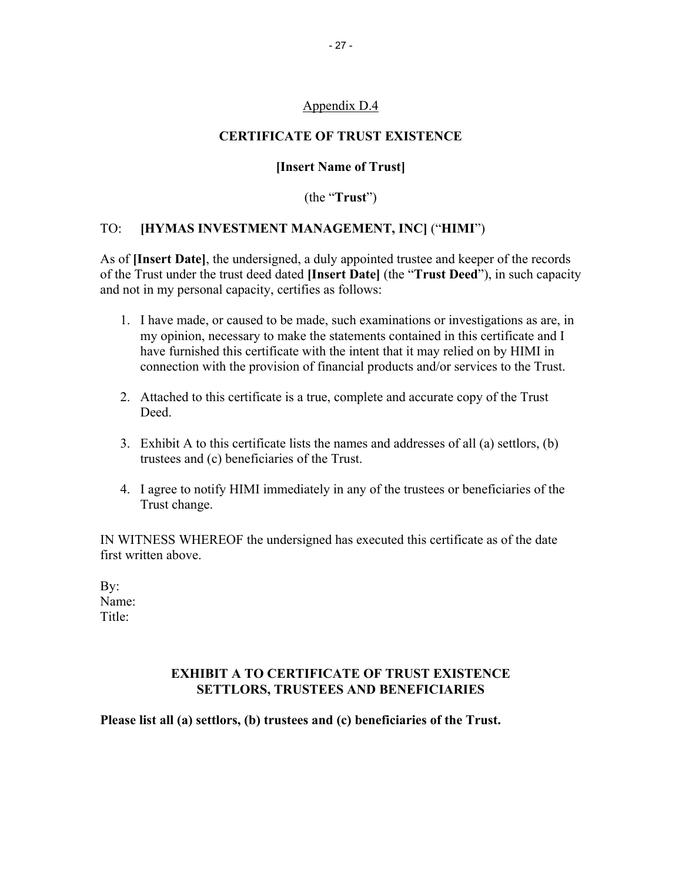Appendix D.4

## CERTIFICATE OF TRUST EXISTENCE

**[Insert Name of Trust]**

(the "**Trust**")

TO: **[HYMAS INVESTMENT MANAGEMENT, INC]** ("**HIMI**")

As of **[Insert Date]**, the undersigned, a duly appointed trustee and keeper of the records of the Trust under the trust deed dated **[Insert Date]** (the "**Trust Deed**"), in such capacity and not in my personal capacity, certifies as follows:

1. I have made, or caused to be made, such examinations or investigations as are, in my opinion, necessary to make the statements contained in this certificate and I have furnished this certificate with the intent that it may relied on by HIMI in connection with the provision of financial products and/or services to the Trust.

2. Attached to this certificate is a true, complete and accurate copy of the Trust Deed.

3. Exhibit A to this certificate lists the names and addresses of all (a) settlors, (b) trustees and (c) beneficiaries of the Trust.

4. I agree to notify HIMI immediately in any of the trustees or beneficiaries of the Trust change.

IN WITNESS WHEREOF the undersigned has executed this certificate as of the date first written above.

By:
Name:
Title:

## EXHIBIT A TO CERTIFICATE OF TRUST EXISTENCE SETTLORS, TRUSTEES AND BENEFICIARIES

**Please list all (a) settlors, (b) trustees and (c) beneficiaries of the Trust.**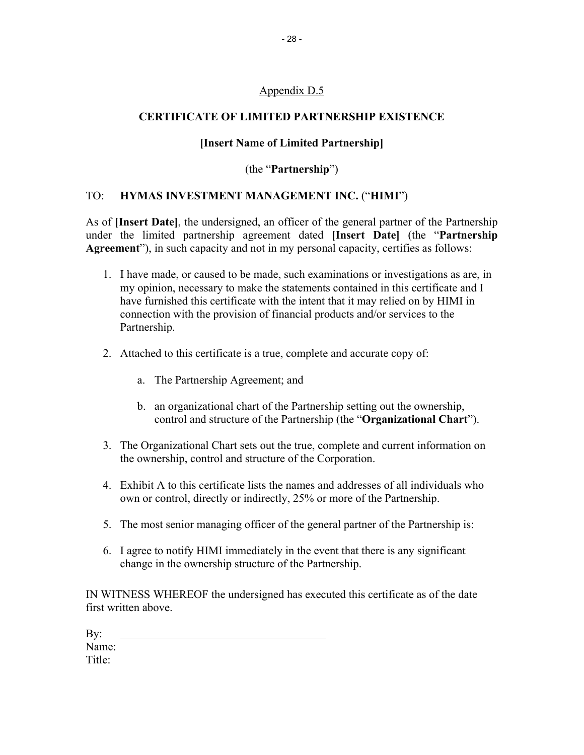Appendix D.5

**CERTIFICATE OF LIMITED PARTNERSHIP EXISTENCE**

**[Insert Name of Limited Partnership]**

(the "**Partnership**")

TO: **HYMAS INVESTMENT MANAGEMENT INC.** ("**HIMI**")

As of **[Insert Date]**, the undersigned, an officer of the general partner of the Partnership under the limited partnership agreement dated **[Insert Date]** (the "**Partnership Agreement**"), in such capacity and not in my personal capacity, certifies as follows:

1. I have made, or caused to be made, such examinations or investigations as are, in my opinion, necessary to make the statements contained in this certificate and I have furnished this certificate with the intent that it may relied on by HIMI in connection with the provision of financial products and/or services to the Partnership.

2. Attached to this certificate is a true, complete and accurate copy of:

   a. The Partnership Agreement; and

   b. an organizational chart of the Partnership setting out the ownership, control and structure of the Partnership (the "**Organizational Chart**").

3. The Organizational Chart sets out the true, complete and current information on the ownership, control and structure of the Corporation.

4. Exhibit A to this certificate lists the names and addresses of all individuals who own or control, directly or indirectly, 25% or more of the Partnership.

5. The most senior managing officer of the general partner of the Partnership is:

6. I agree to notify HIMI immediately in the event that there is any significant change in the ownership structure of the Partnership.

IN WITNESS WHEREOF the undersigned has executed this certificate as of the date first written above.

By: \_\_\_\_\_\_\_\_\_\_\_\_\_\_\_\_\_\_\_\_\_\_\_\_\_\_\_\_\_\_\_\_\_\_\_\_
Name:
Title: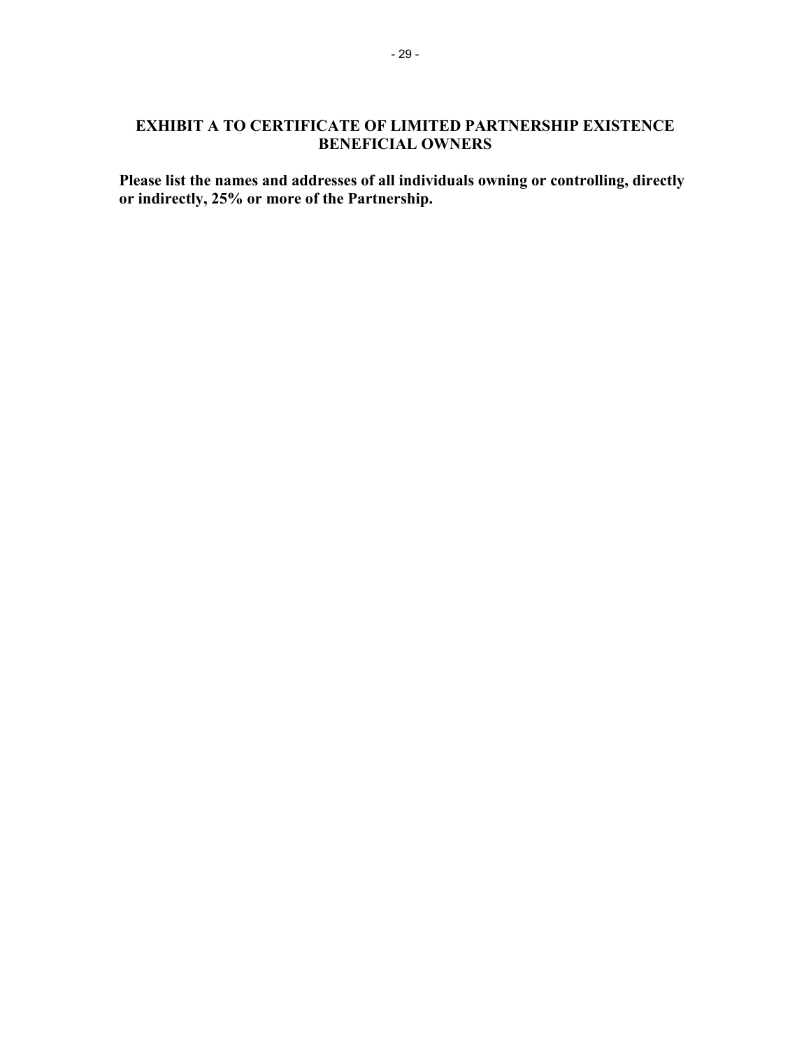## EXHIBIT A TO CERTIFICATE OF LIMITED PARTNERSHIP EXISTENCE BENEFICIAL OWNERS

**Please list the names and addresses of all individuals owning or controlling, directly or indirectly, 25% or more of the Partnership.**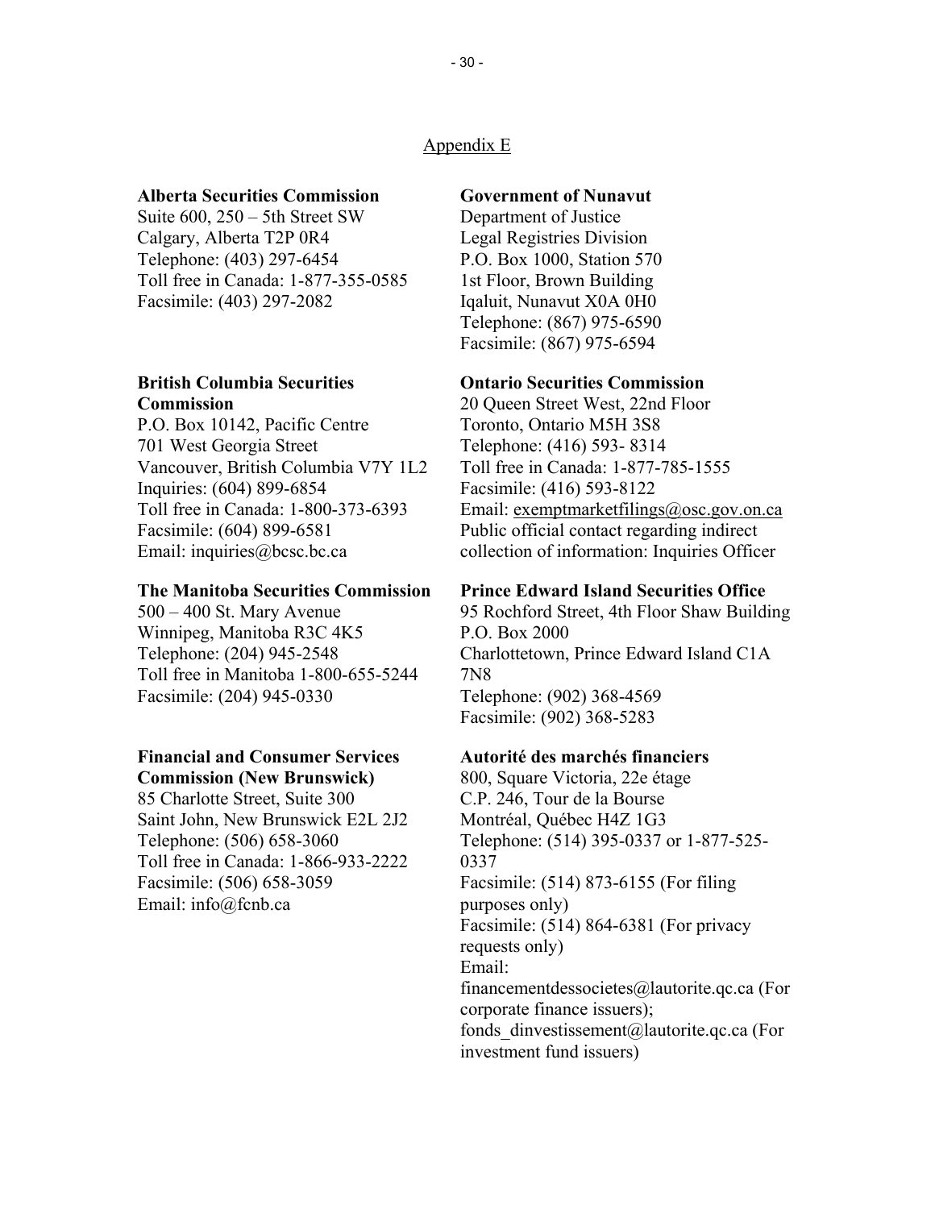## Appendix E

**Alberta Securities Commission**
Suite 600, 250 – 5th Street SW
Calgary, Alberta T2P 0R4
Telephone: (403) 297-6454
Toll free in Canada: 1-877-355-0585
Facsimile: (403) 297-2082

**British Columbia Securities Commission**
P.O. Box 10142, Pacific Centre
701 West Georgia Street
Vancouver, British Columbia V7Y 1L2
Inquiries: (604) 899-6854
Toll free in Canada: 1-800-373-6393
Facsimile: (604) 899-6581
Email: inquiries@bcsc.bc.ca

**The Manitoba Securities Commission**
500 – 400 St. Mary Avenue
Winnipeg, Manitoba R3C 4K5
Telephone: (204) 945-2548
Toll free in Manitoba 1-800-655-5244
Facsimile: (204) 945-0330

**Financial and Consumer Services Commission (New Brunswick)**
85 Charlotte Street, Suite 300
Saint John, New Brunswick E2L 2J2
Telephone: (506) 658-3060
Toll free in Canada: 1-866-933-2222
Facsimile: (506) 658-3059
Email: info@fcnb.ca

**Government of Nunavut**
Department of Justice
Legal Registries Division
P.O. Box 1000, Station 570
1st Floor, Brown Building
Iqaluit, Nunavut X0A 0H0
Telephone: (867) 975-6590
Facsimile: (867) 975-6594

**Ontario Securities Commission**
20 Queen Street West, 22nd Floor
Toronto, Ontario M5H 3S8
Telephone: (416) 593- 8314
Toll free in Canada: 1-877-785-1555
Facsimile: (416) 593-8122
Email: exemptmarketfilings@osc.gov.on.ca
Public official contact regarding indirect collection of information: Inquiries Officer

**Prince Edward Island Securities Office**
95 Rochford Street, 4th Floor Shaw Building
P.O. Box 2000
Charlottetown, Prince Edward Island C1A 7N8
Telephone: (902) 368-4569
Facsimile: (902) 368-5283

**Autorité des marchés financiers**
800, Square Victoria, 22e étage
C.P. 246, Tour de la Bourse
Montréal, Québec H4Z 1G3
Telephone: (514) 395-0337 or 1-877-525-0337
Facsimile: (514) 873-6155 (For filing purposes only)
Facsimile: (514) 864-6381 (For privacy requests only)
Email:
financementdessocietes@lautorite.qc.ca (For corporate finance issuers);
fonds_dinvestissement@lautorite.qc.ca (For investment fund issuers)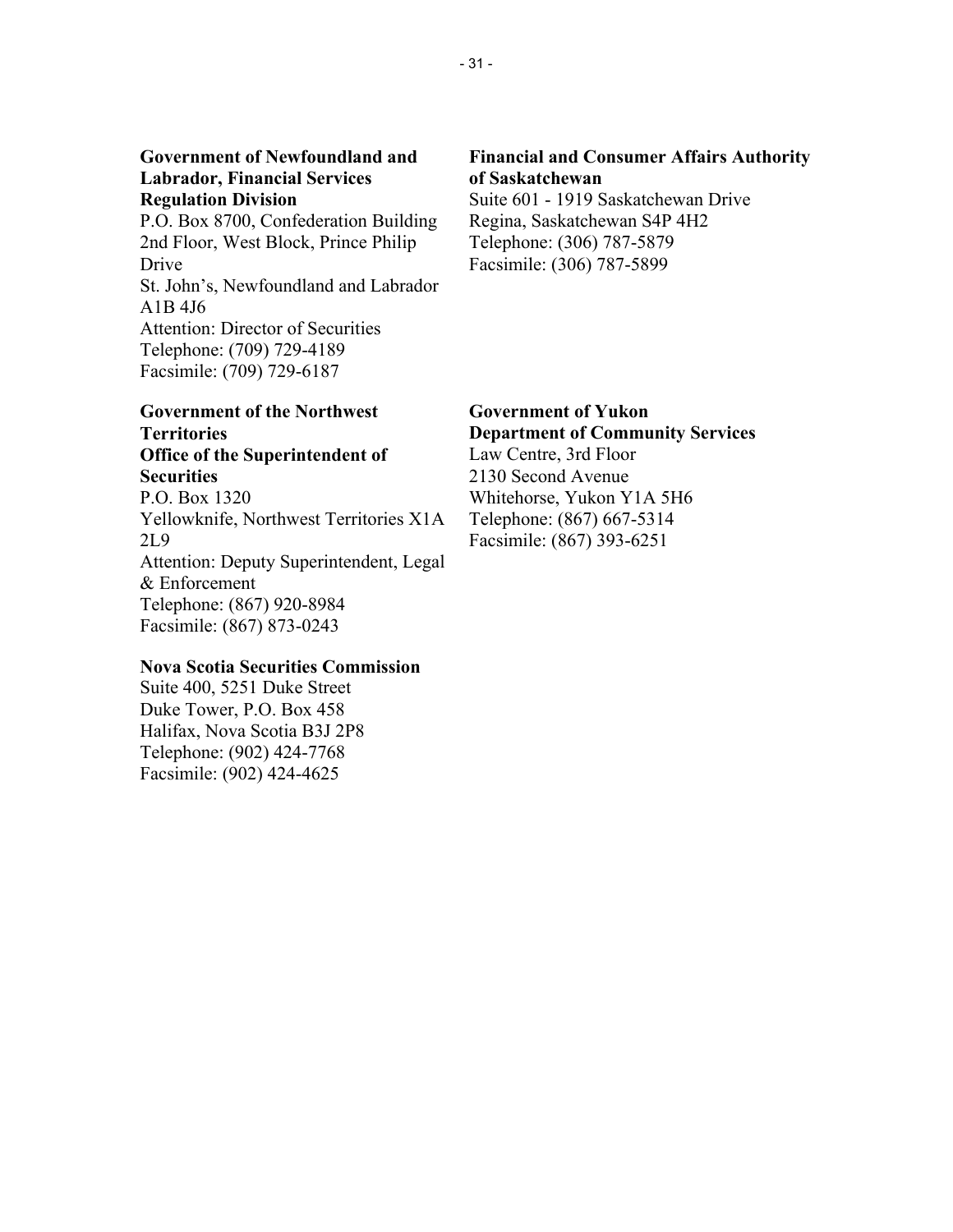**Government of Newfoundland and Labrador, Financial Services Regulation Division**
P.O. Box 8700, Confederation Building
2nd Floor, West Block, Prince Philip Drive
St. John's, Newfoundland and Labrador A1B 4J6
Attention: Director of Securities
Telephone: (709) 729-4189
Facsimile: (709) 729-6187

**Government of the Northwest Territories**
**Office of the Superintendent of Securities**
P.O. Box 1320
Yellowknife, Northwest Territories X1A 2L9
Attention: Deputy Superintendent, Legal & Enforcement
Telephone: (867) 920-8984
Facsimile: (867) 873-0243

**Nova Scotia Securities Commission**
Suite 400, 5251 Duke Street
Duke Tower, P.O. Box 458
Halifax, Nova Scotia B3J 2P8
Telephone: (902) 424-7768
Facsimile: (902) 424-4625

**Financial and Consumer Affairs Authority of Saskatchewan**
Suite 601 - 1919 Saskatchewan Drive
Regina, Saskatchewan S4P 4H2
Telephone: (306) 787-5879
Facsimile: (306) 787-5899

**Government of Yukon**
**Department of Community Services**
Law Centre, 3rd Floor
2130 Second Avenue
Whitehorse, Yukon Y1A 5H6
Telephone: (867) 667-5314
Facsimile: (867) 393-6251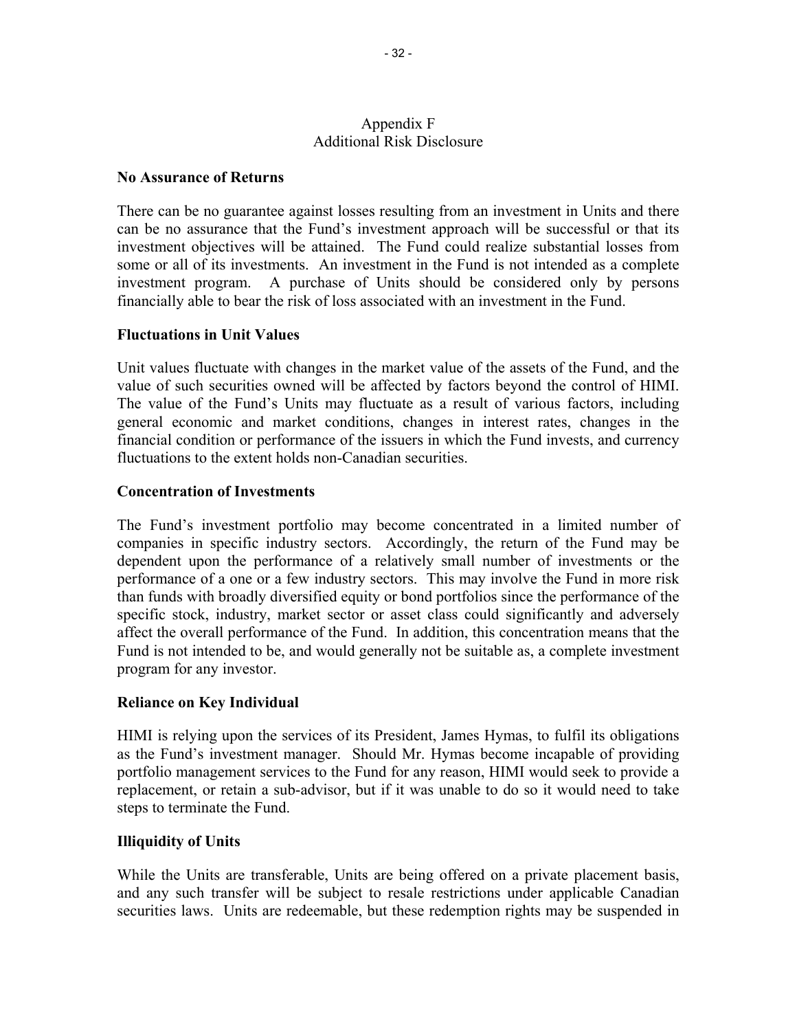# Appendix F
## Additional Risk Disclosure

### No Assurance of Returns

There can be no guarantee against losses resulting from an investment in Units and there can be no assurance that the Fund's investment approach will be successful or that its investment objectives will be attained. The Fund could realize substantial losses from some or all of its investments. An investment in the Fund is not intended as a complete investment program. A purchase of Units should be considered only by persons financially able to bear the risk of loss associated with an investment in the Fund.

### Fluctuations in Unit Values

Unit values fluctuate with changes in the market value of the assets of the Fund, and the value of such securities owned will be affected by factors beyond the control of HIMI. The value of the Fund's Units may fluctuate as a result of various factors, including general economic and market conditions, changes in interest rates, changes in the financial condition or performance of the issuers in which the Fund invests, and currency fluctuations to the extent holds non-Canadian securities.

### Concentration of Investments

The Fund's investment portfolio may become concentrated in a limited number of companies in specific industry sectors. Accordingly, the return of the Fund may be dependent upon the performance of a relatively small number of investments or the performance of a one or a few industry sectors. This may involve the Fund in more risk than funds with broadly diversified equity or bond portfolios since the performance of the specific stock, industry, market sector or asset class could significantly and adversely affect the overall performance of the Fund. In addition, this concentration means that the Fund is not intended to be, and would generally not be suitable as, a complete investment program for any investor.

### Reliance on Key Individual

HIMI is relying upon the services of its President, James Hymas, to fulfil its obligations as the Fund's investment manager. Should Mr. Hymas become incapable of providing portfolio management services to the Fund for any reason, HIMI would seek to provide a replacement, or retain a sub-advisor, but if it was unable to do so it would need to take steps to terminate the Fund.

### Illiquidity of Units

While the Units are transferable, Units are being offered on a private placement basis, and any such transfer will be subject to resale restrictions under applicable Canadian securities laws. Units are redeemable, but these redemption rights may be suspended in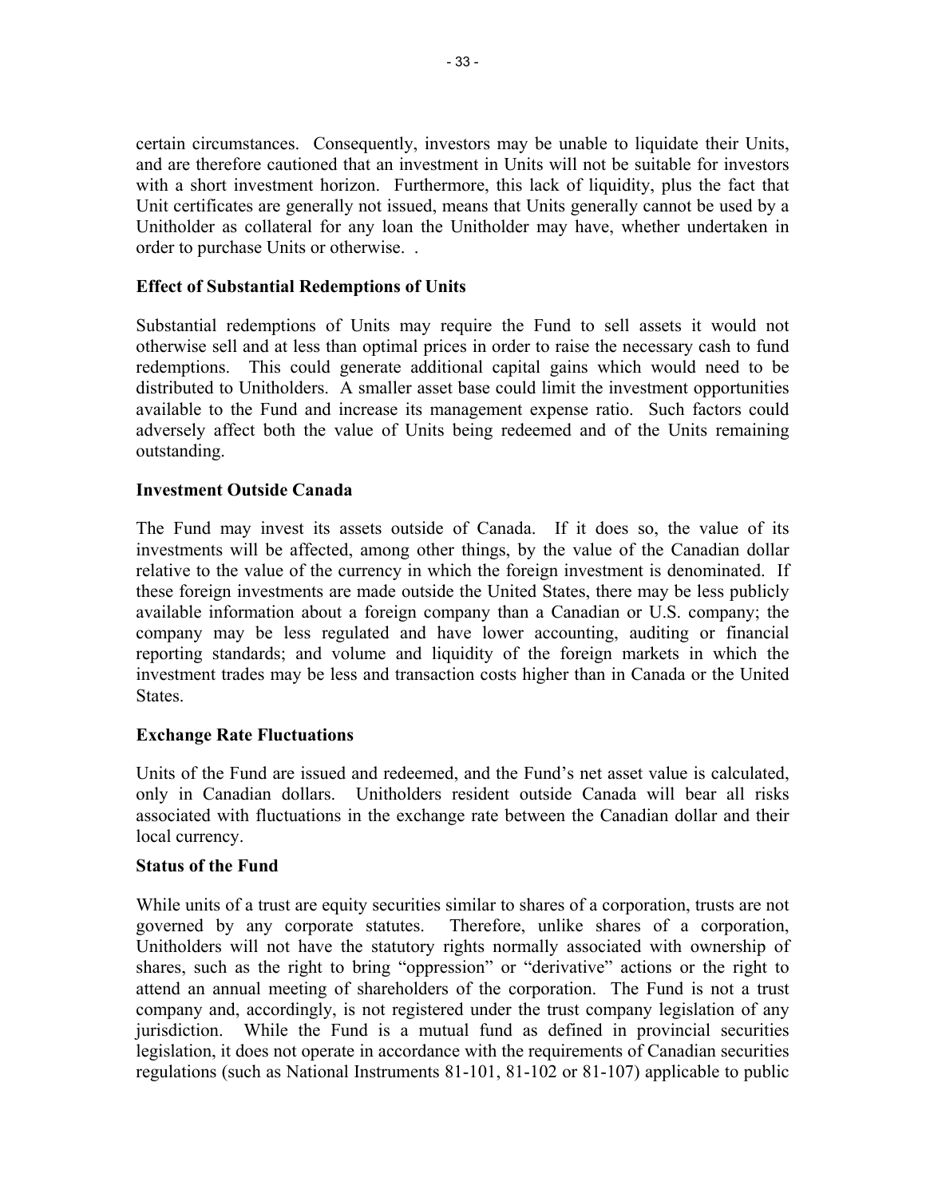certain circumstances. Consequently, investors may be unable to liquidate their Units, and are therefore cautioned that an investment in Units will not be suitable for investors with a short investment horizon. Furthermore, this lack of liquidity, plus the fact that Unit certificates are generally not issued, means that Units generally cannot be used by a Unitholder as collateral for any loan the Unitholder may have, whether undertaken in order to purchase Units or otherwise. .

### Effect of Substantial Redemptions of Units

Substantial redemptions of Units may require the Fund to sell assets it would not otherwise sell and at less than optimal prices in order to raise the necessary cash to fund redemptions. This could generate additional capital gains which would need to be distributed to Unitholders. A smaller asset base could limit the investment opportunities available to the Fund and increase its management expense ratio. Such factors could adversely affect both the value of Units being redeemed and of the Units remaining outstanding.

### Investment Outside Canada

The Fund may invest its assets outside of Canada. If it does so, the value of its investments will be affected, among other things, by the value of the Canadian dollar relative to the value of the currency in which the foreign investment is denominated. If these foreign investments are made outside the United States, there may be less publicly available information about a foreign company than a Canadian or U.S. company; the company may be less regulated and have lower accounting, auditing or financial reporting standards; and volume and liquidity of the foreign markets in which the investment trades may be less and transaction costs higher than in Canada or the United States.

### Exchange Rate Fluctuations

Units of the Fund are issued and redeemed, and the Fund's net asset value is calculated, only in Canadian dollars. Unitholders resident outside Canada will bear all risks associated with fluctuations in the exchange rate between the Canadian dollar and their local currency.

### Status of the Fund

While units of a trust are equity securities similar to shares of a corporation, trusts are not governed by any corporate statutes. Therefore, unlike shares of a corporation, Unitholders will not have the statutory rights normally associated with ownership of shares, such as the right to bring "oppression" or "derivative" actions or the right to attend an annual meeting of shareholders of the corporation. The Fund is not a trust company and, accordingly, is not registered under the trust company legislation of any jurisdiction. While the Fund is a mutual fund as defined in provincial securities legislation, it does not operate in accordance with the requirements of Canadian securities regulations (such as National Instruments 81-101, 81-102 or 81-107) applicable to public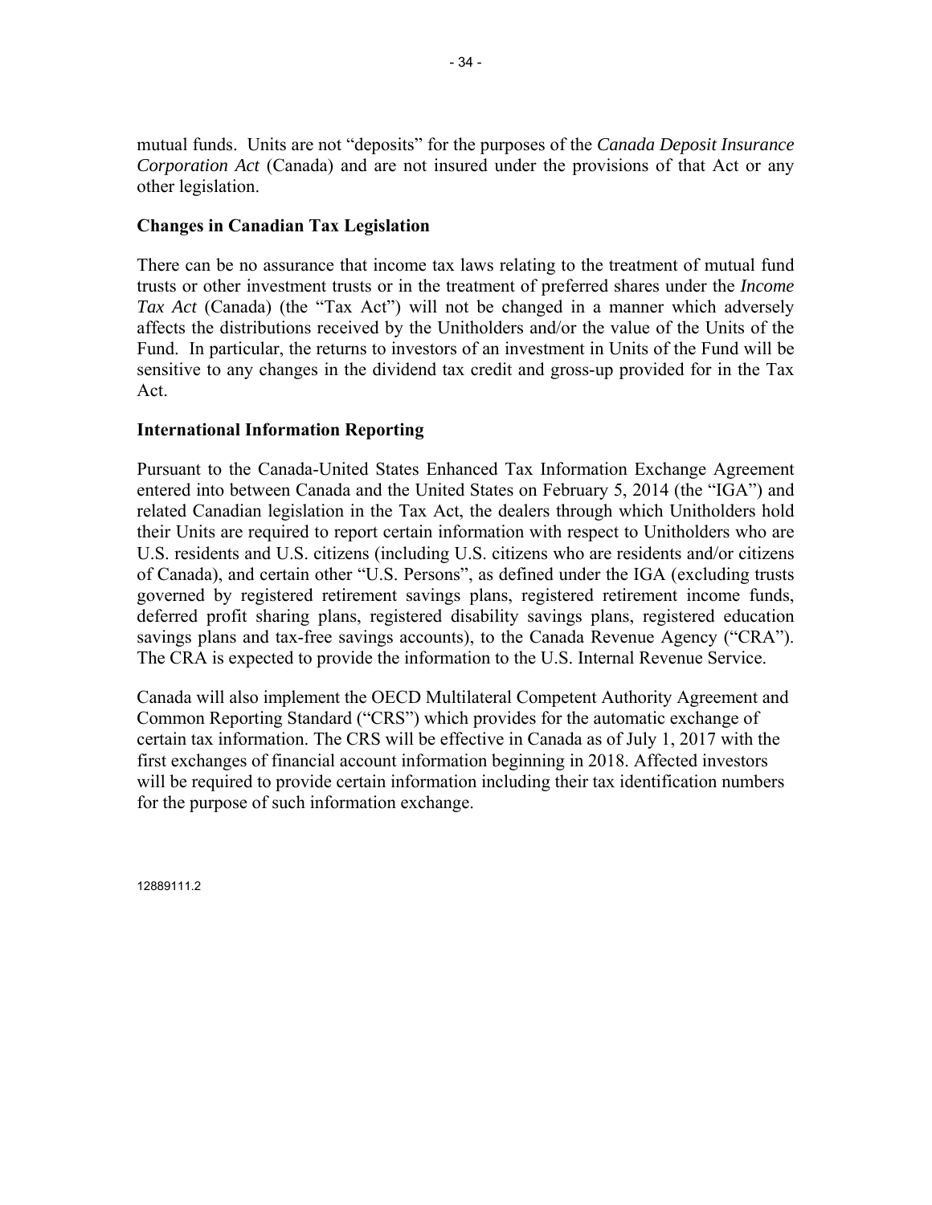mutual funds. Units are not "deposits" for the purposes of the *Canada Deposit Insurance Corporation Act* (Canada) and are not insured under the provisions of that Act or any other legislation.

### Changes in Canadian Tax Legislation

There can be no assurance that income tax laws relating to the treatment of mutual fund trusts or other investment trusts or in the treatment of preferred shares under the *Income Tax Act* (Canada) (the "Tax Act") will not be changed in a manner which adversely affects the distributions received by the Unitholders and/or the value of the Units of the Fund. In particular, the returns to investors of an investment in Units of the Fund will be sensitive to any changes in the dividend tax credit and gross-up provided for in the Tax Act.

### International Information Reporting

Pursuant to the Canada-United States Enhanced Tax Information Exchange Agreement entered into between Canada and the United States on February 5, 2014 (the "IGA") and related Canadian legislation in the Tax Act, the dealers through which Unitholders hold their Units are required to report certain information with respect to Unitholders who are U.S. residents and U.S. citizens (including U.S. citizens who are residents and/or citizens of Canada), and certain other "U.S. Persons", as defined under the IGA (excluding trusts governed by registered retirement savings plans, registered retirement income funds, deferred profit sharing plans, registered disability savings plans, registered education savings plans and tax-free savings accounts), to the Canada Revenue Agency ("CRA"). The CRA is expected to provide the information to the U.S. Internal Revenue Service.

Canada will also implement the OECD Multilateral Competent Authority Agreement and Common Reporting Standard ("CRS") which provides for the automatic exchange of certain tax information. The CRS will be effective in Canada as of July 1, 2017 with the first exchanges of financial account information beginning in 2018. Affected investors will be required to provide certain information including their tax identification numbers for the purpose of such information exchange.

12889111.2